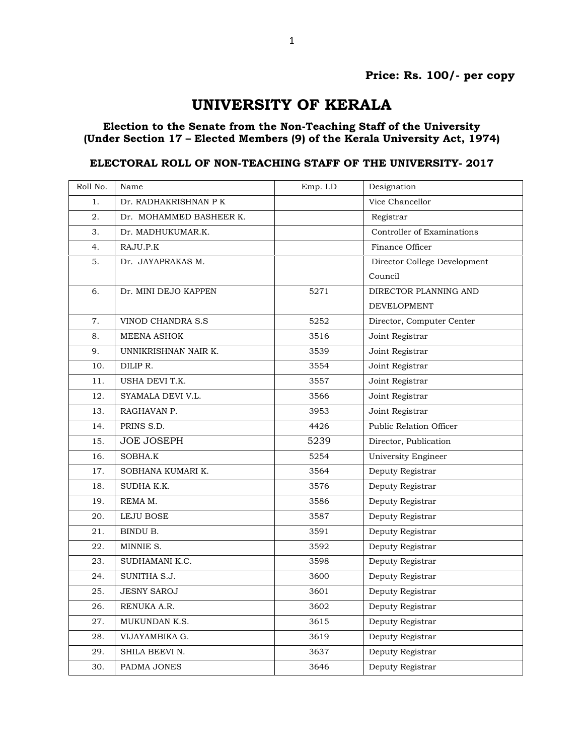**Price: Rs. 100/- per copy**

# UNIVERSITY OF KERALA

### Election to the Senate from the Non-Teaching Staff of the University (Under Section 17 – Elected Members (9) of the Kerala University Act, 1974)

### ELECTORAL ROLL OF NON-TEACHING STAFF OF THE UNIVERSITY- 2017

| Roll No. | Name | Emp. I.D | Designation |
|---|---|---|---|
| 1. | Dr. RADHAKRISHNAN P K | | Vice Chancellor |
| 2. | Dr. MOHAMMED BASHEER K. | | Registrar |
| 3. | Dr. MADHUKUMAR.K. | | Controller of Examinations |
| 4. | RAJU.P.K | | Finance Officer |
| 5. | Dr. JAYAPRAKAS M. | | Director College Development Council |
| 6. | Dr. MINI DEJO KAPPEN | 5271 | DIRECTOR PLANNING AND DEVELOPMENT |
| 7. | VINOD CHANDRA S.S | 5252 | Director, Computer Center |
| 8. | MEENA ASHOK | 3516 | Joint Registrar |
| 9. | UNNIKRISHNAN NAIR K. | 3539 | Joint Registrar |
| 10. | DILIP R. | 3554 | Joint Registrar |
| 11. | USHA DEVI T.K. | 3557 | Joint Registrar |
| 12. | SYAMALA DEVI V.L. | 3566 | Joint Registrar |
| 13. | RAGHAVAN P. | 3953 | Joint Registrar |
| 14. | PRINS S.D. | 4426 | Public Relation Officer |
| 15. | JOE JOSEPH | 5239 | Director, Publication |
| 16. | SOBHA.K | 5254 | University Engineer |
| 17. | SOBHANA KUMARI K. | 3564 | Deputy Registrar |
| 18. | SUDHA K.K. | 3576 | Deputy Registrar |
| 19. | REMA M. | 3586 | Deputy Registrar |
| 20. | LEJU BOSE | 3587 | Deputy Registrar |
| 21. | BINDU B. | 3591 | Deputy Registrar |
| 22. | MINNIE S. | 3592 | Deputy Registrar |
| 23. | SUDHAMANI K.C. | 3598 | Deputy Registrar |
| 24. | SUNITHA S.J. | 3600 | Deputy Registrar |
| 25. | JESNY SAROJ | 3601 | Deputy Registrar |
| 26. | RENUKA A.R. | 3602 | Deputy Registrar |
| 27. | MUKUNDAN K.S. | 3615 | Deputy Registrar |
| 28. | VIJAYAMBIKA G. | 3619 | Deputy Registrar |
| 29. | SHILA BEEVI N. | 3637 | Deputy Registrar |
| 30. | PADMA JONES | 3646 | Deputy Registrar |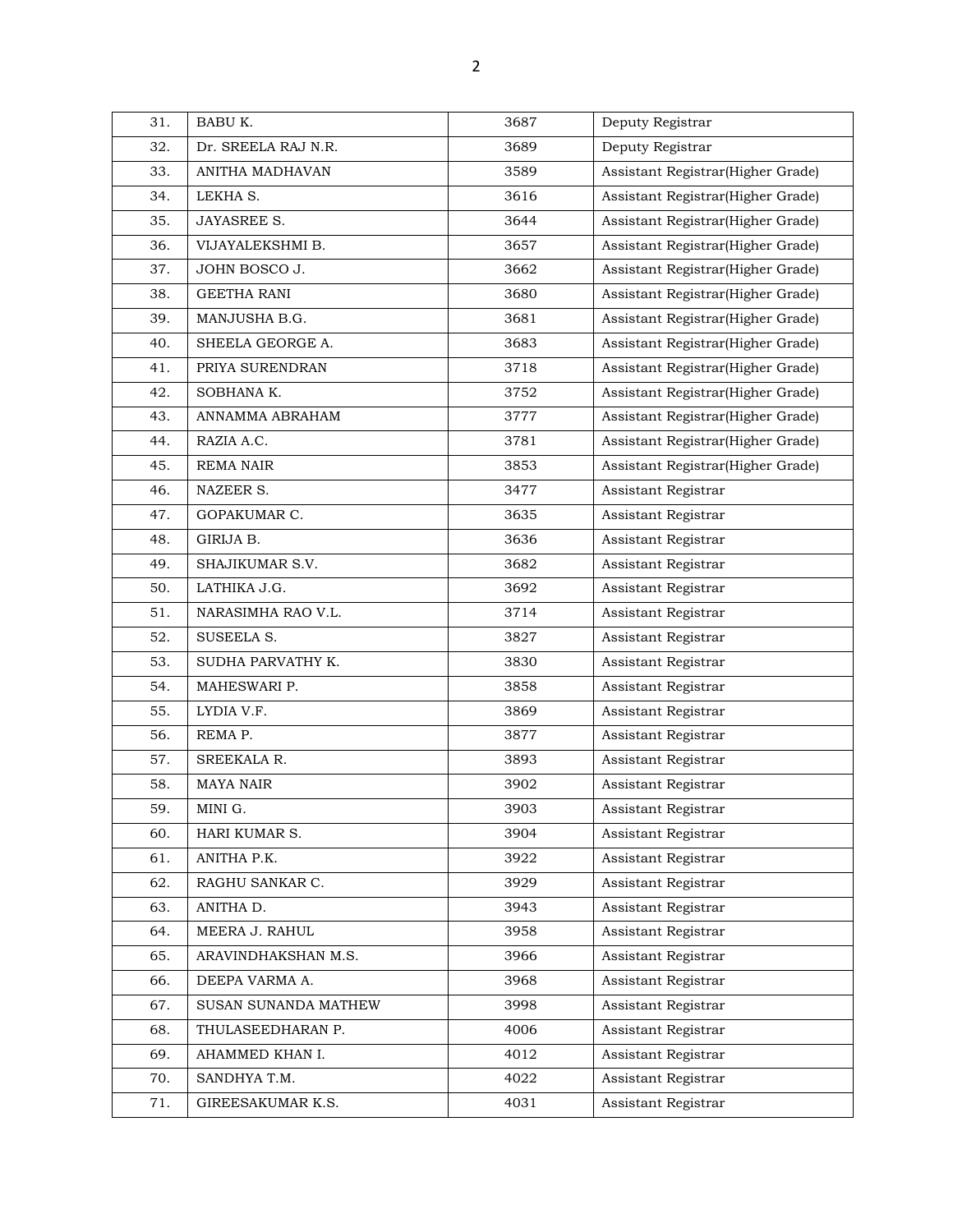| | | | |
|---|---|---|---|
| 31. | BABU K. | 3687 | Deputy Registrar |
| 32. | Dr. SREELA RAJ N.R. | 3689 | Deputy Registrar |
| 33. | ANITHA MADHAVAN | 3589 | Assistant Registrar(Higher Grade) |
| 34. | LEKHA S. | 3616 | Assistant Registrar(Higher Grade) |
| 35. | JAYASREE S. | 3644 | Assistant Registrar(Higher Grade) |
| 36. | VIJAYALEKSHMI B. | 3657 | Assistant Registrar(Higher Grade) |
| 37. | JOHN BOSCO J. | 3662 | Assistant Registrar(Higher Grade) |
| 38. | GEETHA RANI | 3680 | Assistant Registrar(Higher Grade) |
| 39. | MANJUSHA B.G. | 3681 | Assistant Registrar(Higher Grade) |
| 40. | SHEELA GEORGE A. | 3683 | Assistant Registrar(Higher Grade) |
| 41. | PRIYA SURENDRAN | 3718 | Assistant Registrar(Higher Grade) |
| 42. | SOBHANA K. | 3752 | Assistant Registrar(Higher Grade) |
| 43. | ANNAMMA ABRAHAM | 3777 | Assistant Registrar(Higher Grade) |
| 44. | RAZIA A.C. | 3781 | Assistant Registrar(Higher Grade) |
| 45. | REMA NAIR | 3853 | Assistant Registrar(Higher Grade) |
| 46. | NAZEER S. | 3477 | Assistant Registrar |
| 47. | GOPAKUMAR C. | 3635 | Assistant Registrar |
| 48. | GIRIJA B. | 3636 | Assistant Registrar |
| 49. | SHAJIKUMAR S.V. | 3682 | Assistant Registrar |
| 50. | LATHIKA J.G. | 3692 | Assistant Registrar |
| 51. | NARASIMHA RAO V.L. | 3714 | Assistant Registrar |
| 52. | SUSEELA S. | 3827 | Assistant Registrar |
| 53. | SUDHA PARVATHY K. | 3830 | Assistant Registrar |
| 54. | MAHESWARI P. | 3858 | Assistant Registrar |
| 55. | LYDIA V.F. | 3869 | Assistant Registrar |
| 56. | REMA P. | 3877 | Assistant Registrar |
| 57. | SREEKALA R. | 3893 | Assistant Registrar |
| 58. | MAYA NAIR | 3902 | Assistant Registrar |
| 59. | MINI G. | 3903 | Assistant Registrar |
| 60. | HARI KUMAR S. | 3904 | Assistant Registrar |
| 61. | ANITHA P.K. | 3922 | Assistant Registrar |
| 62. | RAGHU SANKAR C. | 3929 | Assistant Registrar |
| 63. | ANITHA D. | 3943 | Assistant Registrar |
| 64. | MEERA J. RAHUL | 3958 | Assistant Registrar |
| 65. | ARAVINDHAKSHAN M.S. | 3966 | Assistant Registrar |
| 66. | DEEPA VARMA A. | 3968 | Assistant Registrar |
| 67. | SUSAN SUNANDA MATHEW | 3998 | Assistant Registrar |
| 68. | THULASEEDHARAN P. | 4006 | Assistant Registrar |
| 69. | AHAMMED KHAN I. | 4012 | Assistant Registrar |
| 70. | SANDHYA T.M. | 4022 | Assistant Registrar |
| 71. | GIREESAKUMAR K.S. | 4031 | Assistant Registrar |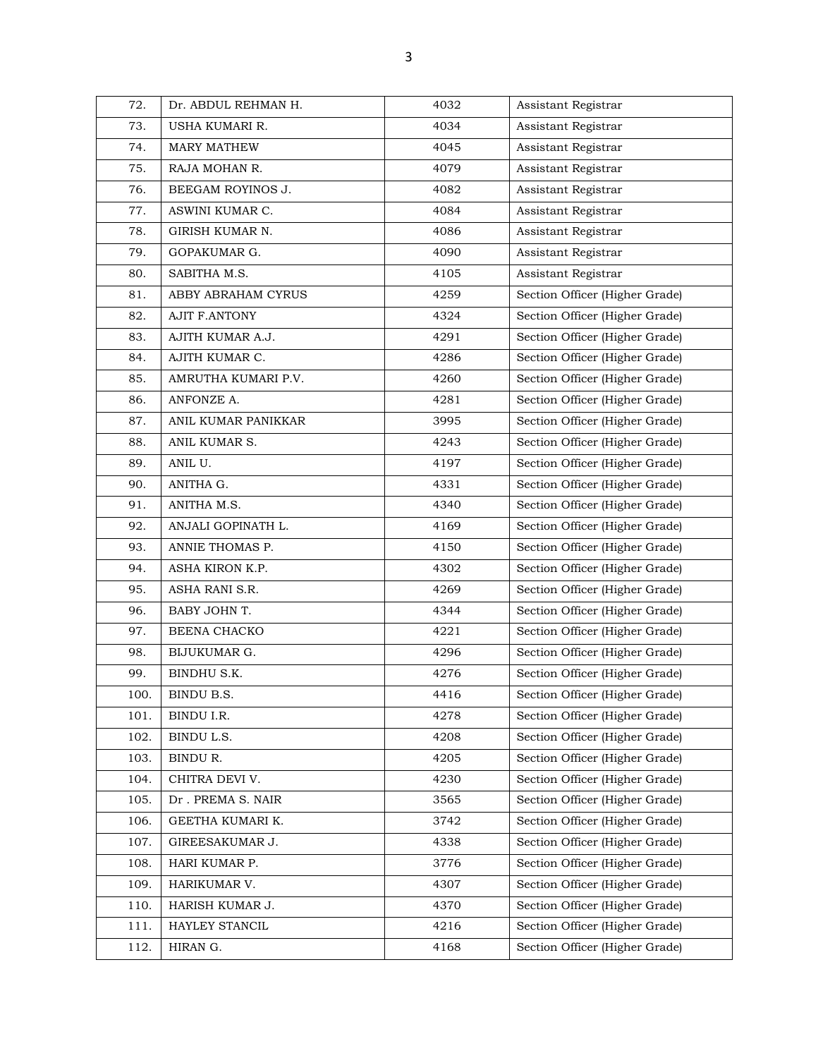| 72. | Dr. ABDUL REHMAN H. | 4032 | Assistant Registrar |
|---|---|---|---|
| 73. | USHA KUMARI R. | 4034 | Assistant Registrar |
| 74. | MARY MATHEW | 4045 | Assistant Registrar |
| 75. | RAJA MOHAN R. | 4079 | Assistant Registrar |
| 76. | BEEGAM ROYINOS J. | 4082 | Assistant Registrar |
| 77. | ASWINI KUMAR C. | 4084 | Assistant Registrar |
| 78. | GIRISH KUMAR N. | 4086 | Assistant Registrar |
| 79. | GOPAKUMAR G. | 4090 | Assistant Registrar |
| 80. | SABITHA M.S. | 4105 | Assistant Registrar |
| 81. | ABBY ABRAHAM CYRUS | 4259 | Section Officer (Higher Grade) |
| 82. | AJIT F.ANTONY | 4324 | Section Officer (Higher Grade) |
| 83. | AJITH KUMAR A.J. | 4291 | Section Officer (Higher Grade) |
| 84. | AJITH KUMAR C. | 4286 | Section Officer (Higher Grade) |
| 85. | AMRUTHA KUMARI P.V. | 4260 | Section Officer (Higher Grade) |
| 86. | ANFONZE A. | 4281 | Section Officer (Higher Grade) |
| 87. | ANIL KUMAR PANIKKAR | 3995 | Section Officer (Higher Grade) |
| 88. | ANIL KUMAR S. | 4243 | Section Officer (Higher Grade) |
| 89. | ANIL U. | 4197 | Section Officer (Higher Grade) |
| 90. | ANITHA G. | 4331 | Section Officer (Higher Grade) |
| 91. | ANITHA M.S. | 4340 | Section Officer (Higher Grade) |
| 92. | ANJALI GOPINATH L. | 4169 | Section Officer (Higher Grade) |
| 93. | ANNIE THOMAS P. | 4150 | Section Officer (Higher Grade) |
| 94. | ASHA KIRON K.P. | 4302 | Section Officer (Higher Grade) |
| 95. | ASHA RANI S.R. | 4269 | Section Officer (Higher Grade) |
| 96. | BABY JOHN T. | 4344 | Section Officer (Higher Grade) |
| 97. | BEENA CHACKO | 4221 | Section Officer (Higher Grade) |
| 98. | BIJUKUMAR G. | 4296 | Section Officer (Higher Grade) |
| 99. | BINDHU S.K. | 4276 | Section Officer (Higher Grade) |
| 100. | BINDU B.S. | 4416 | Section Officer (Higher Grade) |
| 101. | BINDU I.R. | 4278 | Section Officer (Higher Grade) |
| 102. | BINDU L.S. | 4208 | Section Officer (Higher Grade) |
| 103. | BINDU R. | 4205 | Section Officer (Higher Grade) |
| 104. | CHITRA DEVI V. | 4230 | Section Officer (Higher Grade) |
| 105. | Dr . PREMA S. NAIR | 3565 | Section Officer (Higher Grade) |
| 106. | GEETHA KUMARI K. | 3742 | Section Officer (Higher Grade) |
| 107. | GIREESAKUMAR J. | 4338 | Section Officer (Higher Grade) |
| 108. | HARI KUMAR P. | 3776 | Section Officer (Higher Grade) |
| 109. | HARIKUMAR V. | 4307 | Section Officer (Higher Grade) |
| 110. | HARISH KUMAR J. | 4370 | Section Officer (Higher Grade) |
| 111. | HAYLEY STANCIL | 4216 | Section Officer (Higher Grade) |
| 112. | HIRAN G. | 4168 | Section Officer (Higher Grade) |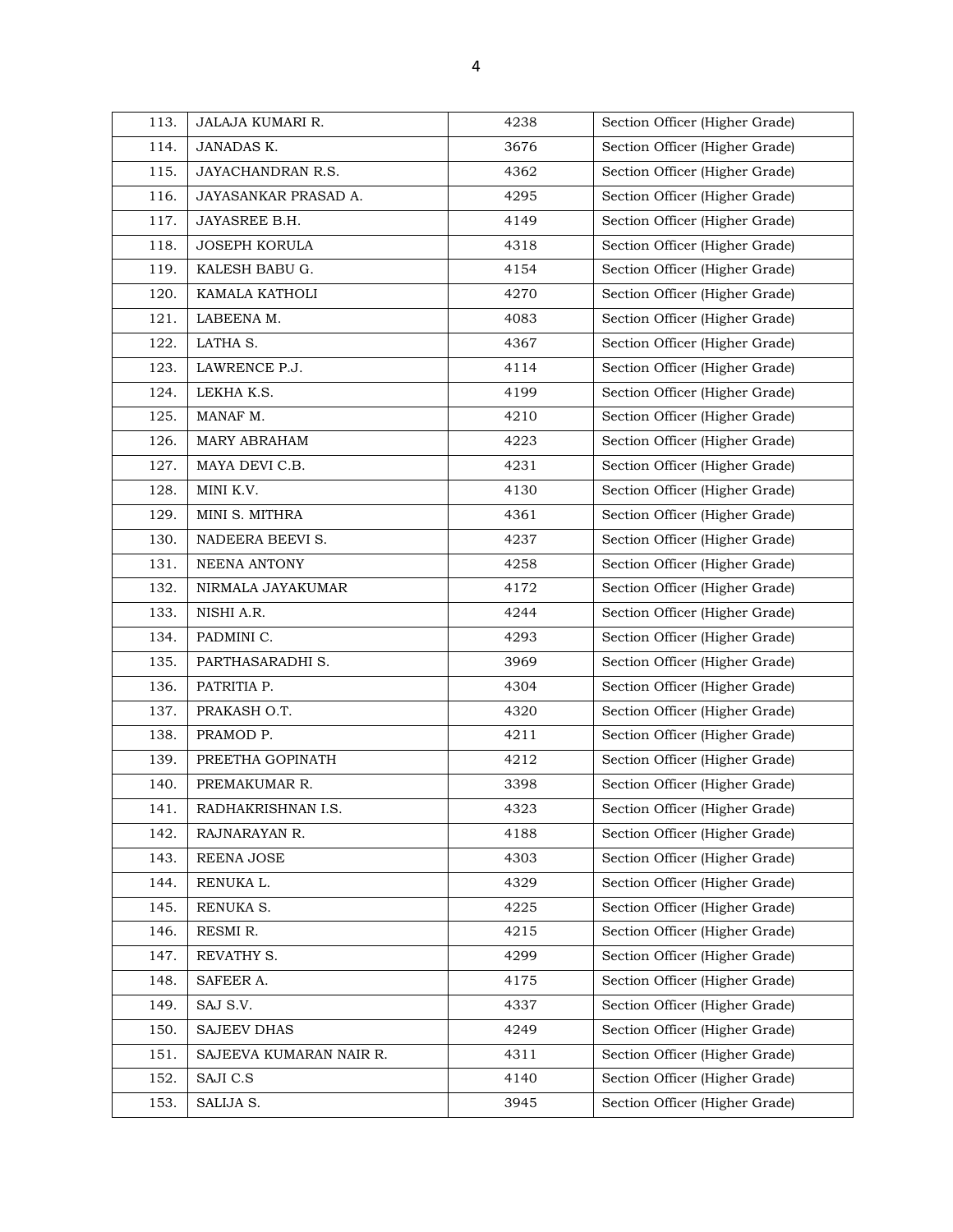| 113. | JALAJA KUMARI R. | 4238 | Section Officer (Higher Grade) |
|---|---|---|---|
| 114. | JANADAS K. | 3676 | Section Officer (Higher Grade) |
| 115. | JAYACHANDRAN R.S. | 4362 | Section Officer (Higher Grade) |
| 116. | JAYASANKAR PRASAD A. | 4295 | Section Officer (Higher Grade) |
| 117. | JAYASREE B.H. | 4149 | Section Officer (Higher Grade) |
| 118. | JOSEPH KORULA | 4318 | Section Officer (Higher Grade) |
| 119. | KALESH BABU G. | 4154 | Section Officer (Higher Grade) |
| 120. | KAMALA KATHOLI | 4270 | Section Officer (Higher Grade) |
| 121. | LABEENA M. | 4083 | Section Officer (Higher Grade) |
| 122. | LATHA S. | 4367 | Section Officer (Higher Grade) |
| 123. | LAWRENCE P.J. | 4114 | Section Officer (Higher Grade) |
| 124. | LEKHA K.S. | 4199 | Section Officer (Higher Grade) |
| 125. | MANAF M. | 4210 | Section Officer (Higher Grade) |
| 126. | MARY ABRAHAM | 4223 | Section Officer (Higher Grade) |
| 127. | MAYA DEVI C.B. | 4231 | Section Officer (Higher Grade) |
| 128. | MINI K.V. | 4130 | Section Officer (Higher Grade) |
| 129. | MINI S. MITHRA | 4361 | Section Officer (Higher Grade) |
| 130. | NADEERA BEEVI S. | 4237 | Section Officer (Higher Grade) |
| 131. | NEENA ANTONY | 4258 | Section Officer (Higher Grade) |
| 132. | NIRMALA JAYAKUMAR | 4172 | Section Officer (Higher Grade) |
| 133. | NISHI A.R. | 4244 | Section Officer (Higher Grade) |
| 134. | PADMINI C. | 4293 | Section Officer (Higher Grade) |
| 135. | PARTHASARADHI S. | 3969 | Section Officer (Higher Grade) |
| 136. | PATRITIA P. | 4304 | Section Officer (Higher Grade) |
| 137. | PRAKASH O.T. | 4320 | Section Officer (Higher Grade) |
| 138. | PRAMOD P. | 4211 | Section Officer (Higher Grade) |
| 139. | PREETHA GOPINATH | 4212 | Section Officer (Higher Grade) |
| 140. | PREMAKUMAR R. | 3398 | Section Officer (Higher Grade) |
| 141. | RADHAKRISHNAN I.S. | 4323 | Section Officer (Higher Grade) |
| 142. | RAJNARAYAN R. | 4188 | Section Officer (Higher Grade) |
| 143. | REENA JOSE | 4303 | Section Officer (Higher Grade) |
| 144. | RENUKA L. | 4329 | Section Officer (Higher Grade) |
| 145. | RENUKA S. | 4225 | Section Officer (Higher Grade) |
| 146. | RESMI R. | 4215 | Section Officer (Higher Grade) |
| 147. | REVATHY S. | 4299 | Section Officer (Higher Grade) |
| 148. | SAFEER A. | 4175 | Section Officer (Higher Grade) |
| 149. | SAJ S.V. | 4337 | Section Officer (Higher Grade) |
| 150. | SAJEEV DHAS | 4249 | Section Officer (Higher Grade) |
| 151. | SAJEEVA KUMARAN NAIR R. | 4311 | Section Officer (Higher Grade) |
| 152. | SAJI C.S | 4140 | Section Officer (Higher Grade) |
| 153. | SALIJA S. | 3945 | Section Officer (Higher Grade) |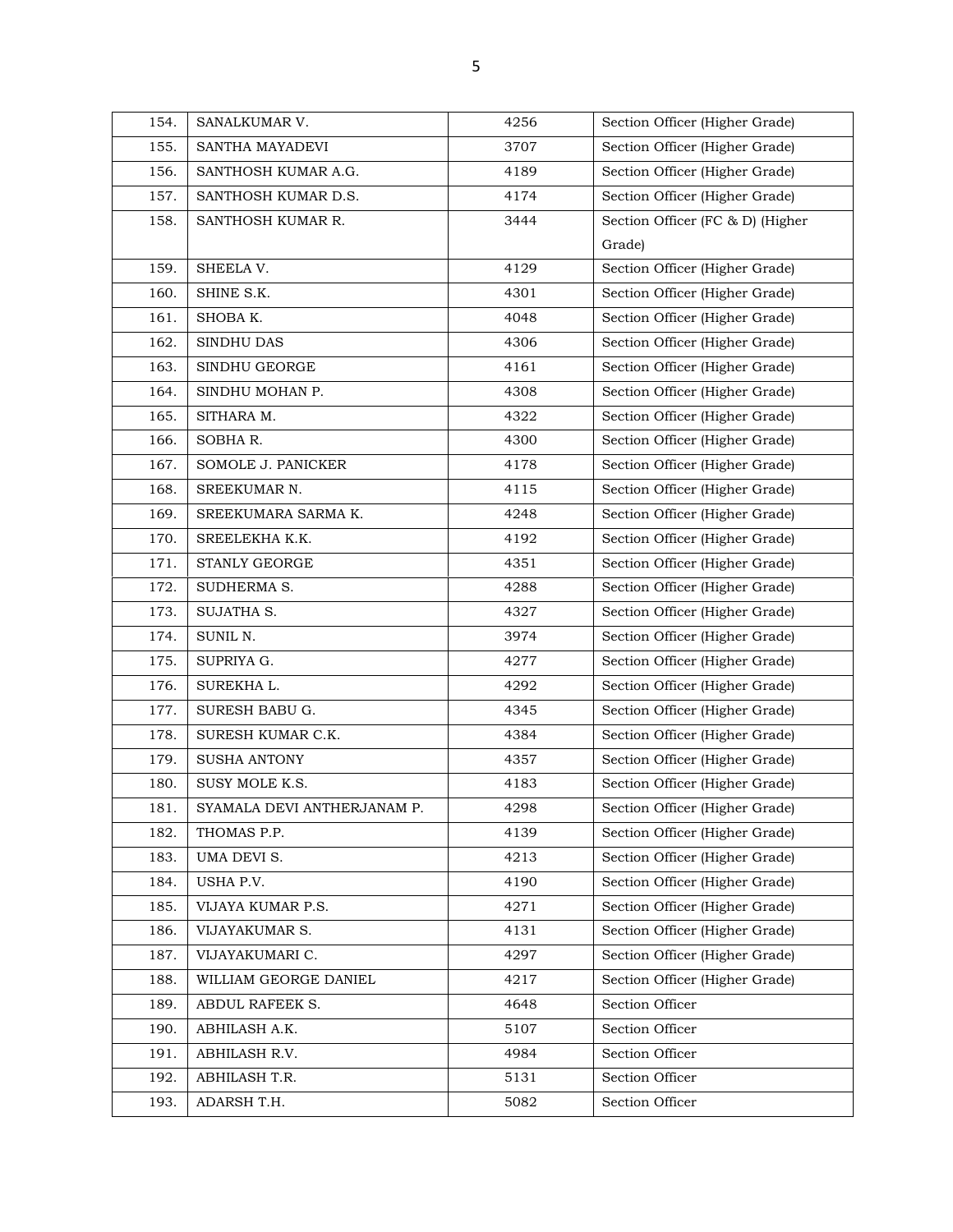| 154. | SANALKUMAR V. | 4256 | Section Officer (Higher Grade) |
|---|---|---|---|
| 155. | SANTHA MAYADEVI | 3707 | Section Officer (Higher Grade) |
| 156. | SANTHOSH KUMAR A.G. | 4189 | Section Officer (Higher Grade) |
| 157. | SANTHOSH KUMAR D.S. | 4174 | Section Officer (Higher Grade) |
| 158. | SANTHOSH KUMAR R. | 3444 | Section Officer (FC & D) (Higher Grade) |
| 159. | SHEELA V. | 4129 | Section Officer (Higher Grade) |
| 160. | SHINE S.K. | 4301 | Section Officer (Higher Grade) |
| 161. | SHOBA K. | 4048 | Section Officer (Higher Grade) |
| 162. | SINDHU DAS | 4306 | Section Officer (Higher Grade) |
| 163. | SINDHU GEORGE | 4161 | Section Officer (Higher Grade) |
| 164. | SINDHU MOHAN P. | 4308 | Section Officer (Higher Grade) |
| 165. | SITHARA M. | 4322 | Section Officer (Higher Grade) |
| 166. | SOBHA R. | 4300 | Section Officer (Higher Grade) |
| 167. | SOMOLE J. PANICKER | 4178 | Section Officer (Higher Grade) |
| 168. | SREEKUMAR N. | 4115 | Section Officer (Higher Grade) |
| 169. | SREEKUMARA SARMA K. | 4248 | Section Officer (Higher Grade) |
| 170. | SREELEKHA K.K. | 4192 | Section Officer (Higher Grade) |
| 171. | STANLY GEORGE | 4351 | Section Officer (Higher Grade) |
| 172. | SUDHERMA S. | 4288 | Section Officer (Higher Grade) |
| 173. | SUJATHA S. | 4327 | Section Officer (Higher Grade) |
| 174. | SUNIL N. | 3974 | Section Officer (Higher Grade) |
| 175. | SUPRIYA G. | 4277 | Section Officer (Higher Grade) |
| 176. | SUREKHA L. | 4292 | Section Officer (Higher Grade) |
| 177. | SURESH BABU G. | 4345 | Section Officer (Higher Grade) |
| 178. | SURESH KUMAR C.K. | 4384 | Section Officer (Higher Grade) |
| 179. | SUSHA ANTONY | 4357 | Section Officer (Higher Grade) |
| 180. | SUSY MOLE K.S. | 4183 | Section Officer (Higher Grade) |
| 181. | SYAMALA DEVI ANTHERJANAM P. | 4298 | Section Officer (Higher Grade) |
| 182. | THOMAS P.P. | 4139 | Section Officer (Higher Grade) |
| 183. | UMA DEVI S. | 4213 | Section Officer (Higher Grade) |
| 184. | USHA P.V. | 4190 | Section Officer (Higher Grade) |
| 185. | VIJAYA KUMAR P.S. | 4271 | Section Officer (Higher Grade) |
| 186. | VIJAYAKUMAR S. | 4131 | Section Officer (Higher Grade) |
| 187. | VIJAYAKUMARI C. | 4297 | Section Officer (Higher Grade) |
| 188. | WILLIAM GEORGE DANIEL | 4217 | Section Officer (Higher Grade) |
| 189. | ABDUL RAFEEK S. | 4648 | Section Officer |
| 190. | ABHILASH A.K. | 5107 | Section Officer |
| 191. | ABHILASH R.V. | 4984 | Section Officer |
| 192. | ABHILASH T.R. | 5131 | Section Officer |
| 193. | ADARSH T.H. | 5082 | Section Officer |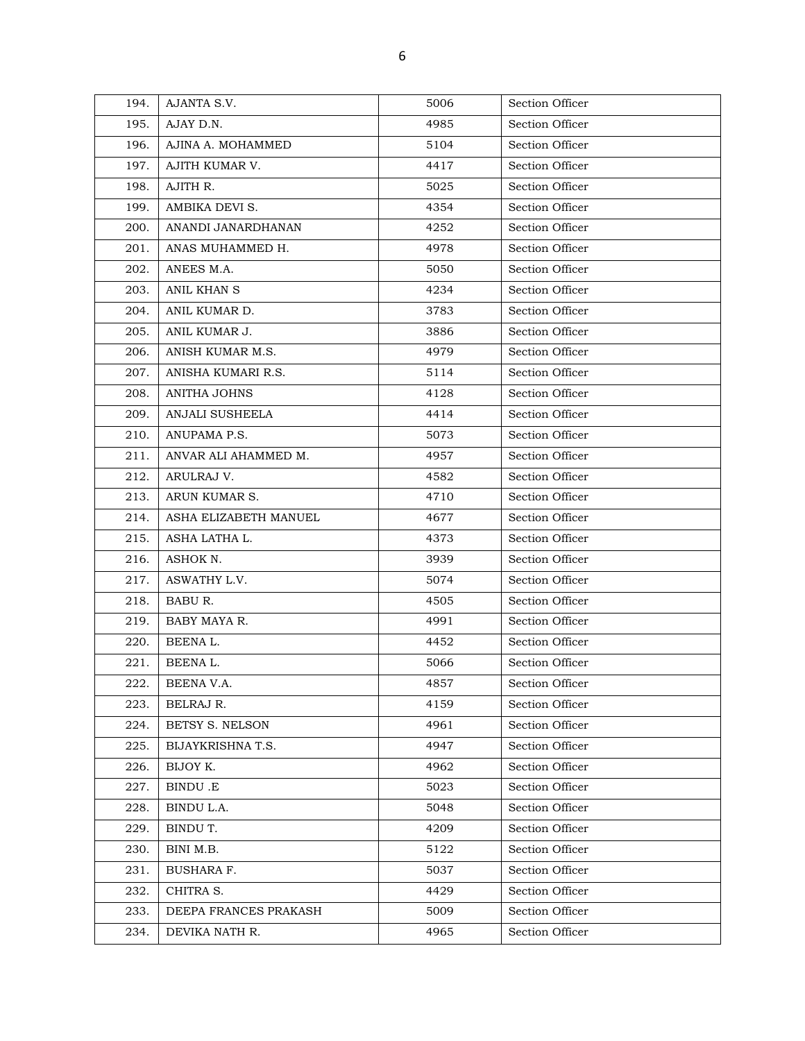| 194. | AJANTA S.V. | 5006 | Section Officer |
|---|---|---|---|
| 195. | AJAY D.N. | 4985 | Section Officer |
| 196. | AJINA A. MOHAMMED | 5104 | Section Officer |
| 197. | AJITH KUMAR V. | 4417 | Section Officer |
| 198. | AJITH R. | 5025 | Section Officer |
| 199. | AMBIKA DEVI S. | 4354 | Section Officer |
| 200. | ANANDI JANARDHANAN | 4252 | Section Officer |
| 201. | ANAS MUHAMMED H. | 4978 | Section Officer |
| 202. | ANEES M.A. | 5050 | Section Officer |
| 203. | ANIL KHAN S | 4234 | Section Officer |
| 204. | ANIL KUMAR D. | 3783 | Section Officer |
| 205. | ANIL KUMAR J. | 3886 | Section Officer |
| 206. | ANISH KUMAR M.S. | 4979 | Section Officer |
| 207. | ANISHA KUMARI R.S. | 5114 | Section Officer |
| 208. | ANITHA JOHNS | 4128 | Section Officer |
| 209. | ANJALI SUSHEELA | 4414 | Section Officer |
| 210. | ANUPAMA P.S. | 5073 | Section Officer |
| 211. | ANVAR ALI AHAMMED M. | 4957 | Section Officer |
| 212. | ARULRAJ V. | 4582 | Section Officer |
| 213. | ARUN KUMAR S. | 4710 | Section Officer |
| 214. | ASHA ELIZABETH MANUEL | 4677 | Section Officer |
| 215. | ASHA LATHA L. | 4373 | Section Officer |
| 216. | ASHOK N. | 3939 | Section Officer |
| 217. | ASWATHY L.V. | 5074 | Section Officer |
| 218. | BABU R. | 4505 | Section Officer |
| 219. | BABY MAYA R. | 4991 | Section Officer |
| 220. | BEENA L. | 4452 | Section Officer |
| 221. | BEENA L. | 5066 | Section Officer |
| 222. | BEENA V.A. | 4857 | Section Officer |
| 223. | BELRAJ R. | 4159 | Section Officer |
| 224. | BETSY S. NELSON | 4961 | Section Officer |
| 225. | BIJAYKRISHNA T.S. | 4947 | Section Officer |
| 226. | BIJOY K. | 4962 | Section Officer |
| 227. | BINDU .E | 5023 | Section Officer |
| 228. | BINDU L.A. | 5048 | Section Officer |
| 229. | BINDU T. | 4209 | Section Officer |
| 230. | BINI M.B. | 5122 | Section Officer |
| 231. | BUSHARA F. | 5037 | Section Officer |
| 232. | CHITRA S. | 4429 | Section Officer |
| 233. | DEEPA FRANCES PRAKASH | 5009 | Section Officer |
| 234. | DEVIKA NATH R. | 4965 | Section Officer |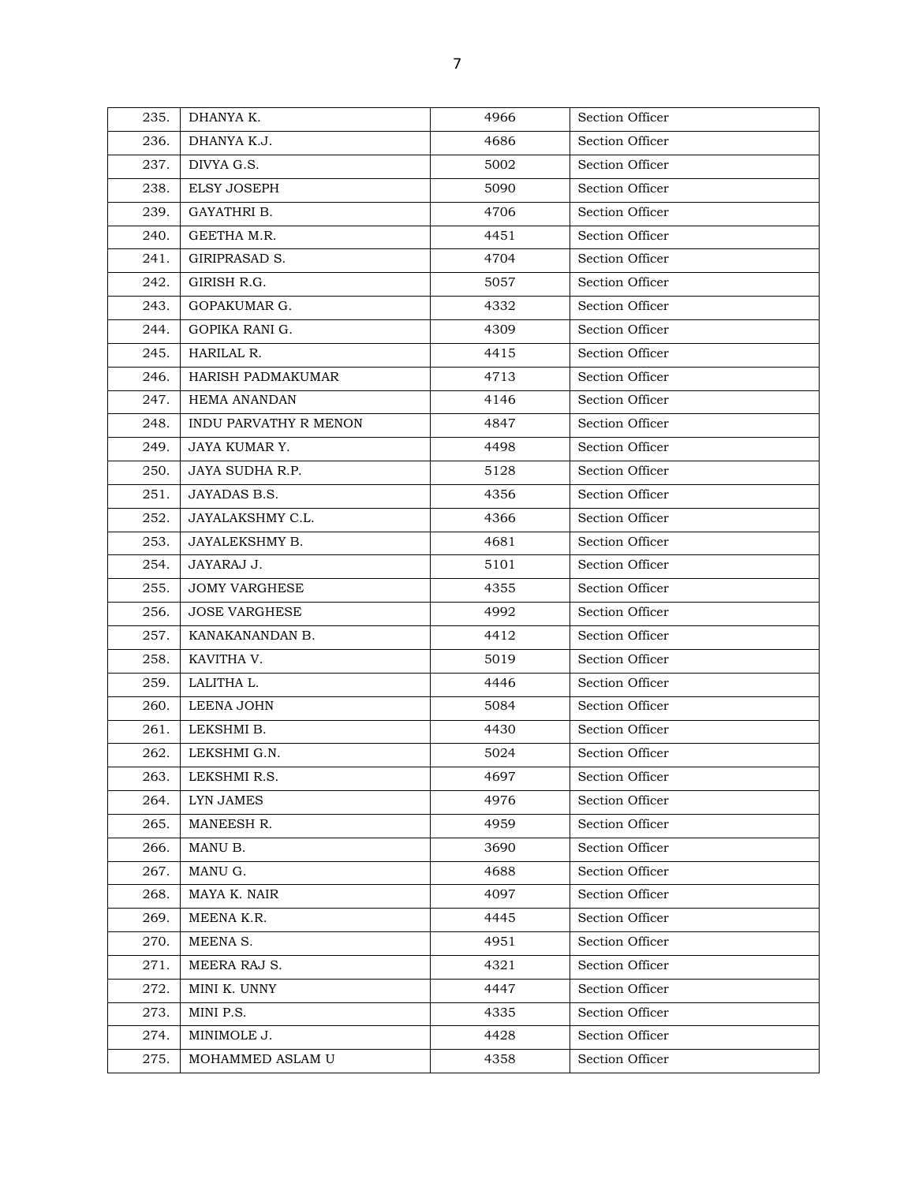| 235. | DHANYA K. | 4966 | Section Officer |
|---|---|---|---|
| 236. | DHANYA K.J. | 4686 | Section Officer |
| 237. | DIVYA G.S. | 5002 | Section Officer |
| 238. | ELSY JOSEPH | 5090 | Section Officer |
| 239. | GAYATHRI B. | 4706 | Section Officer |
| 240. | GEETHA M.R. | 4451 | Section Officer |
| 241. | GIRIPRASAD S. | 4704 | Section Officer |
| 242. | GIRISH R.G. | 5057 | Section Officer |
| 243. | GOPAKUMAR G. | 4332 | Section Officer |
| 244. | GOPIKA RANI G. | 4309 | Section Officer |
| 245. | HARILAL R. | 4415 | Section Officer |
| 246. | HARISH PADMAKUMAR | 4713 | Section Officer |
| 247. | HEMA ANANDAN | 4146 | Section Officer |
| 248. | INDU PARVATHY R MENON | 4847 | Section Officer |
| 249. | JAYA KUMAR Y. | 4498 | Section Officer |
| 250. | JAYA SUDHA R.P. | 5128 | Section Officer |
| 251. | JAYADAS B.S. | 4356 | Section Officer |
| 252. | JAYALAKSHMY C.L. | 4366 | Section Officer |
| 253. | JAYALEKSHMY B. | 4681 | Section Officer |
| 254. | JAYARAJ J. | 5101 | Section Officer |
| 255. | JOMY VARGHESE | 4355 | Section Officer |
| 256. | JOSE VARGHESE | 4992 | Section Officer |
| 257. | KANAKANANDAN B. | 4412 | Section Officer |
| 258. | KAVITHA V. | 5019 | Section Officer |
| 259. | LALITHA L. | 4446 | Section Officer |
| 260. | LEENA JOHN | 5084 | Section Officer |
| 261. | LEKSHMI B. | 4430 | Section Officer |
| 262. | LEKSHMI G.N. | 5024 | Section Officer |
| 263. | LEKSHMI R.S. | 4697 | Section Officer |
| 264. | LYN JAMES | 4976 | Section Officer |
| 265. | MANEESH R. | 4959 | Section Officer |
| 266. | MANU B. | 3690 | Section Officer |
| 267. | MANU G. | 4688 | Section Officer |
| 268. | MAYA K. NAIR | 4097 | Section Officer |
| 269. | MEENA K.R. | 4445 | Section Officer |
| 270. | MEENA S. | 4951 | Section Officer |
| 271. | MEERA RAJ S. | 4321 | Section Officer |
| 272. | MINI K. UNNY | 4447 | Section Officer |
| 273. | MINI P.S. | 4335 | Section Officer |
| 274. | MINIMOLE J. | 4428 | Section Officer |
| 275. | MOHAMMED ASLAM U | 4358 | Section Officer |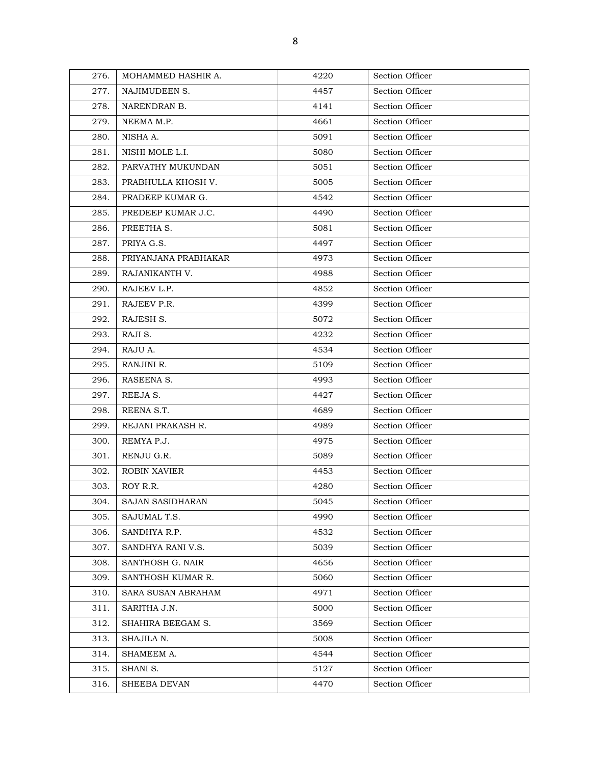| 276. | MOHAMMED HASHIR A. | 4220 | Section Officer |
|---|---|---|---|
| 277. | NAJIMUDEEN S. | 4457 | Section Officer |
| 278. | NARENDRAN B. | 4141 | Section Officer |
| 279. | NEEMA M.P. | 4661 | Section Officer |
| 280. | NISHA A. | 5091 | Section Officer |
| 281. | NISHI MOLE L.I. | 5080 | Section Officer |
| 282. | PARVATHY MUKUNDAN | 5051 | Section Officer |
| 283. | PRABHULLA KHOSH V. | 5005 | Section Officer |
| 284. | PRADEEP KUMAR G. | 4542 | Section Officer |
| 285. | PREDEEP KUMAR J.C. | 4490 | Section Officer |
| 286. | PREETHA S. | 5081 | Section Officer |
| 287. | PRIYA G.S. | 4497 | Section Officer |
| 288. | PRIYANJANA PRABHAKAR | 4973 | Section Officer |
| 289. | RAJANIKANTH V. | 4988 | Section Officer |
| 290. | RAJEEV L.P. | 4852 | Section Officer |
| 291. | RAJEEV P.R. | 4399 | Section Officer |
| 292. | RAJESH S. | 5072 | Section Officer |
| 293. | RAJI S. | 4232 | Section Officer |
| 294. | RAJU A. | 4534 | Section Officer |
| 295. | RANJINI R. | 5109 | Section Officer |
| 296. | RASEENA S. | 4993 | Section Officer |
| 297. | REEJA S. | 4427 | Section Officer |
| 298. | REENA S.T. | 4689 | Section Officer |
| 299. | REJANI PRAKASH R. | 4989 | Section Officer |
| 300. | REMYA P.J. | 4975 | Section Officer |
| 301. | RENJU G.R. | 5089 | Section Officer |
| 302. | ROBIN XAVIER | 4453 | Section Officer |
| 303. | ROY R.R. | 4280 | Section Officer |
| 304. | SAJAN SASIDHARAN | 5045 | Section Officer |
| 305. | SAJUMAL T.S. | 4990 | Section Officer |
| 306. | SANDHYA R.P. | 4532 | Section Officer |
| 307. | SANDHYA RANI V.S. | 5039 | Section Officer |
| 308. | SANTHOSH G. NAIR | 4656 | Section Officer |
| 309. | SANTHOSH KUMAR R. | 5060 | Section Officer |
| 310. | SARA SUSAN ABRAHAM | 4971 | Section Officer |
| 311. | SARITHA J.N. | 5000 | Section Officer |
| 312. | SHAHIRA BEEGAM S. | 3569 | Section Officer |
| 313. | SHAJILA N. | 5008 | Section Officer |
| 314. | SHAMEEM A. | 4544 | Section Officer |
| 315. | SHANI S. | 5127 | Section Officer |
| 316. | SHEEBA DEVAN | 4470 | Section Officer |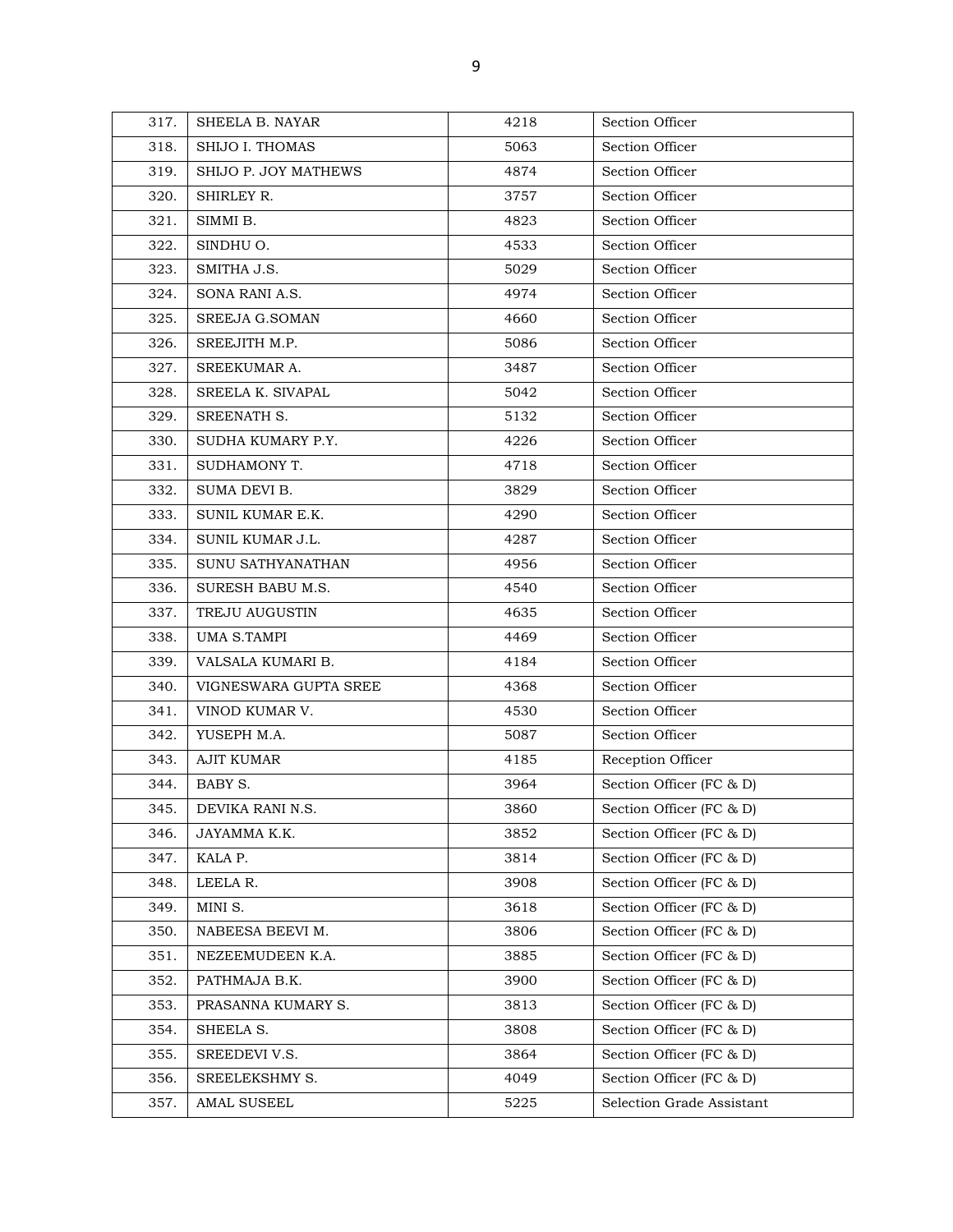| | | | |
|---|---|---|---|
| 317. | SHEELA B. NAYAR | 4218 | Section Officer |
| 318. | SHIJO I. THOMAS | 5063 | Section Officer |
| 319. | SHIJO P. JOY MATHEWS | 4874 | Section Officer |
| 320. | SHIRLEY R. | 3757 | Section Officer |
| 321. | SIMMI B. | 4823 | Section Officer |
| 322. | SINDHU O. | 4533 | Section Officer |
| 323. | SMITHA J.S. | 5029 | Section Officer |
| 324. | SONA RANI A.S. | 4974 | Section Officer |
| 325. | SREEJA G.SOMAN | 4660 | Section Officer |
| 326. | SREEJITH M.P. | 5086 | Section Officer |
| 327. | SREEKUMAR A. | 3487 | Section Officer |
| 328. | SREELA K. SIVAPAL | 5042 | Section Officer |
| 329. | SREENATH S. | 5132 | Section Officer |
| 330. | SUDHA KUMARY P.Y. | 4226 | Section Officer |
| 331. | SUDHAMONY T. | 4718 | Section Officer |
| 332. | SUMA DEVI B. | 3829 | Section Officer |
| 333. | SUNIL KUMAR E.K. | 4290 | Section Officer |
| 334. | SUNIL KUMAR J.L. | 4287 | Section Officer |
| 335. | SUNU SATHYANATHAN | 4956 | Section Officer |
| 336. | SURESH BABU M.S. | 4540 | Section Officer |
| 337. | TREJU AUGUSTIN | 4635 | Section Officer |
| 338. | UMA S.TAMPI | 4469 | Section Officer |
| 339. | VALSALA KUMARI B. | 4184 | Section Officer |
| 340. | VIGNESWARA GUPTA SREE | 4368 | Section Officer |
| 341. | VINOD KUMAR V. | 4530 | Section Officer |
| 342. | YUSEPH M.A. | 5087 | Section Officer |
| 343. | AJIT KUMAR | 4185 | Reception Officer |
| 344. | BABY S. | 3964 | Section Officer (FC & D) |
| 345. | DEVIKA RANI N.S. | 3860 | Section Officer (FC & D) |
| 346. | JAYAMMA K.K. | 3852 | Section Officer (FC & D) |
| 347. | KALA P. | 3814 | Section Officer (FC & D) |
| 348. | LEELA R. | 3908 | Section Officer (FC & D) |
| 349. | MINI S. | 3618 | Section Officer (FC & D) |
| 350. | NABEESA BEEVI M. | 3806 | Section Officer (FC & D) |
| 351. | NEZEEMUDEEN K.A. | 3885 | Section Officer (FC & D) |
| 352. | PATHMAJA B.K. | 3900 | Section Officer (FC & D) |
| 353. | PRASANNA KUMARY S. | 3813 | Section Officer (FC & D) |
| 354. | SHEELA S. | 3808 | Section Officer (FC & D) |
| 355. | SREEDEVI V.S. | 3864 | Section Officer (FC & D) |
| 356. | SREELEKSHMY S. | 4049 | Section Officer (FC & D) |
| 357. | AMAL SUSEEL | 5225 | Selection Grade Assistant |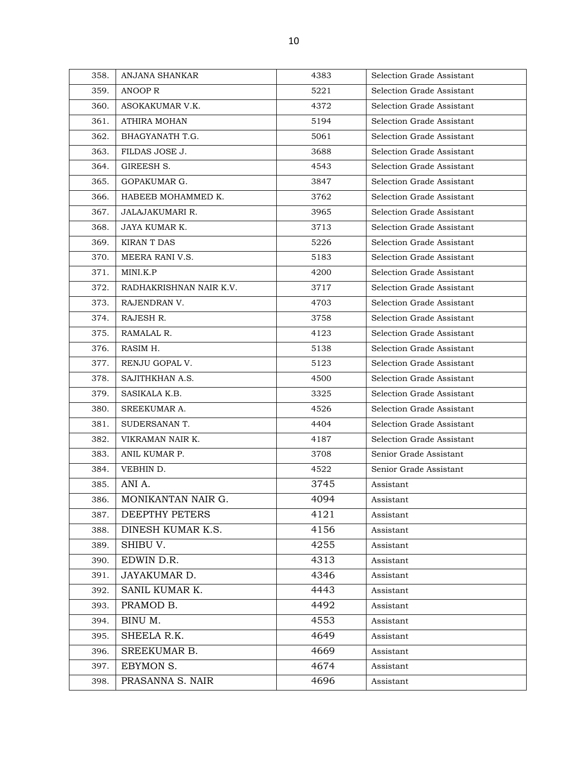| | | | |
|---|---|---|---|
| 358. | ANJANA SHANKAR | 4383 | Selection Grade Assistant |
| 359. | ANOOP R | 5221 | Selection Grade Assistant |
| 360. | ASOKAKUMAR V.K. | 4372 | Selection Grade Assistant |
| 361. | ATHIRA MOHAN | 5194 | Selection Grade Assistant |
| 362. | BHAGYANATH T.G. | 5061 | Selection Grade Assistant |
| 363. | FILDAS JOSE J. | 3688 | Selection Grade Assistant |
| 364. | GIREESH S. | 4543 | Selection Grade Assistant |
| 365. | GOPAKUMAR G. | 3847 | Selection Grade Assistant |
| 366. | HABEEB MOHAMMED K. | 3762 | Selection Grade Assistant |
| 367. | JALAJAKUMARI R. | 3965 | Selection Grade Assistant |
| 368. | JAYA KUMAR K. | 3713 | Selection Grade Assistant |
| 369. | KIRAN T DAS | 5226 | Selection Grade Assistant |
| 370. | MEERA RANI V.S. | 5183 | Selection Grade Assistant |
| 371. | MINI.K.P | 4200 | Selection Grade Assistant |
| 372. | RADHAKRISHNAN NAIR K.V. | 3717 | Selection Grade Assistant |
| 373. | RAJENDRAN V. | 4703 | Selection Grade Assistant |
| 374. | RAJESH R. | 3758 | Selection Grade Assistant |
| 375. | RAMALAL R. | 4123 | Selection Grade Assistant |
| 376. | RASIM H. | 5138 | Selection Grade Assistant |
| 377. | RENJU GOPAL V. | 5123 | Selection Grade Assistant |
| 378. | SAJITHKHAN A.S. | 4500 | Selection Grade Assistant |
| 379. | SASIKALA K.B. | 3325 | Selection Grade Assistant |
| 380. | SREEKUMAR A. | 4526 | Selection Grade Assistant |
| 381. | SUDERSANAN T. | 4404 | Selection Grade Assistant |
| 382. | VIKRAMAN NAIR K. | 4187 | Selection Grade Assistant |
| 383. | ANIL KUMAR P. | 3708 | Senior Grade Assistant |
| 384. | VEBHIN D. | 4522 | Senior Grade Assistant |
| 385. | ANI A. | 3745 | Assistant |
| 386. | MONIKANTAN NAIR G. | 4094 | Assistant |
| 387. | DEEPTHY PETERS | 4121 | Assistant |
| 388. | DINESH KUMAR K.S. | 4156 | Assistant |
| 389. | SHIBU V. | 4255 | Assistant |
| 390. | EDWIN D.R. | 4313 | Assistant |
| 391. | JAYAKUMAR D. | 4346 | Assistant |
| 392. | SANIL KUMAR K. | 4443 | Assistant |
| 393. | PRAMOD B. | 4492 | Assistant |
| 394. | BINU M. | 4553 | Assistant |
| 395. | SHEELA R.K. | 4649 | Assistant |
| 396. | SREEKUMAR B. | 4669 | Assistant |
| 397. | EBYMON S. | 4674 | Assistant |
| 398. | PRASANNA S. NAIR | 4696 | Assistant |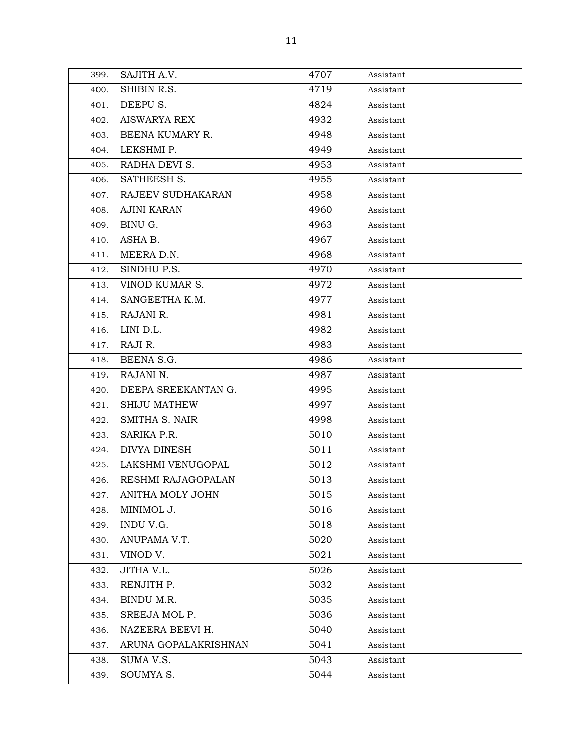| 399. | SAJITH A.V. | 4707 | Assistant |
|---|---|---|---|
| 400. | SHIBIN R.S. | 4719 | Assistant |
| 401. | DEEPU S. | 4824 | Assistant |
| 402. | AISWARYA REX | 4932 | Assistant |
| 403. | BEENA KUMARY R. | 4948 | Assistant |
| 404. | LEKSHMI P. | 4949 | Assistant |
| 405. | RADHA DEVI S. | 4953 | Assistant |
| 406. | SATHEESH S. | 4955 | Assistant |
| 407. | RAJEEV SUDHAKARAN | 4958 | Assistant |
| 408. | AJINI KARAN | 4960 | Assistant |
| 409. | BINU G. | 4963 | Assistant |
| 410. | ASHA B. | 4967 | Assistant |
| 411. | MEERA D.N. | 4968 | Assistant |
| 412. | SINDHU P.S. | 4970 | Assistant |
| 413. | VINOD KUMAR S. | 4972 | Assistant |
| 414. | SANGEETHA K.M. | 4977 | Assistant |
| 415. | RAJANI R. | 4981 | Assistant |
| 416. | LINI D.L. | 4982 | Assistant |
| 417. | RAJI R. | 4983 | Assistant |
| 418. | BEENA S.G. | 4986 | Assistant |
| 419. | RAJANI N. | 4987 | Assistant |
| 420. | DEEPA SREEKANTAN G. | 4995 | Assistant |
| 421. | SHIJU MATHEW | 4997 | Assistant |
| 422. | SMITHA S. NAIR | 4998 | Assistant |
| 423. | SARIKA P.R. | 5010 | Assistant |
| 424. | DIVYA DINESH | 5011 | Assistant |
| 425. | LAKSHMI VENUGOPAL | 5012 | Assistant |
| 426. | RESHMI RAJAGOPALAN | 5013 | Assistant |
| 427. | ANITHA MOLY JOHN | 5015 | Assistant |
| 428. | MINIMOL J. | 5016 | Assistant |
| 429. | INDU V.G. | 5018 | Assistant |
| 430. | ANUPAMA V.T. | 5020 | Assistant |
| 431. | VINOD V. | 5021 | Assistant |
| 432. | JITHA V.L. | 5026 | Assistant |
| 433. | RENJITH P. | 5032 | Assistant |
| 434. | BINDU M.R. | 5035 | Assistant |
| 435. | SREEJA MOL P. | 5036 | Assistant |
| 436. | NAZEERA BEEVI H. | 5040 | Assistant |
| 437. | ARUNA GOPALAKRISHNAN | 5041 | Assistant |
| 438. | SUMA V.S. | 5043 | Assistant |
| 439. | SOUMYA S. | 5044 | Assistant |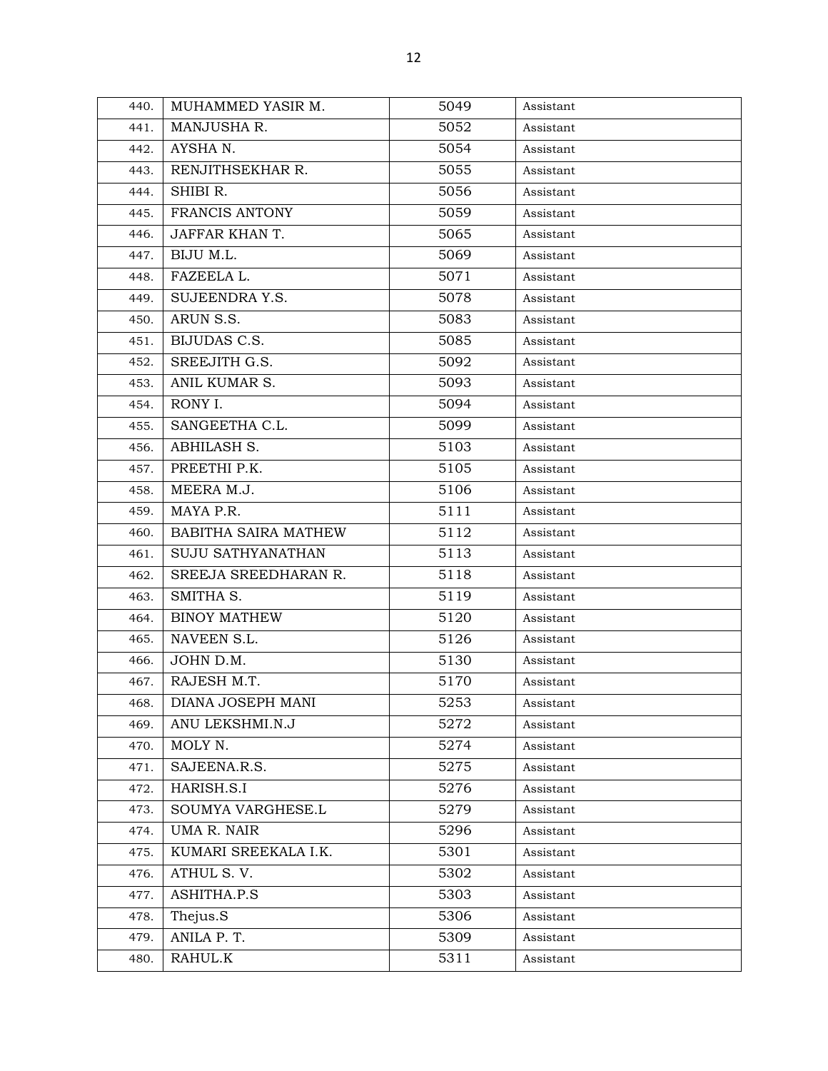| 440. | MUHAMMED YASIR M. | 5049 | Assistant |
|---|---|---|---|
| 441. | MANJUSHA R. | 5052 | Assistant |
| 442. | AYSHA N. | 5054 | Assistant |
| 443. | RENJITHSEKHAR R. | 5055 | Assistant |
| 444. | SHIBI R. | 5056 | Assistant |
| 445. | FRANCIS ANTONY | 5059 | Assistant |
| 446. | JAFFAR KHAN T. | 5065 | Assistant |
| 447. | BIJU M.L. | 5069 | Assistant |
| 448. | FAZEELA L. | 5071 | Assistant |
| 449. | SUJEENDRA Y.S. | 5078 | Assistant |
| 450. | ARUN S.S. | 5083 | Assistant |
| 451. | BIJUDAS C.S. | 5085 | Assistant |
| 452. | SREEJITH G.S. | 5092 | Assistant |
| 453. | ANIL KUMAR S. | 5093 | Assistant |
| 454. | RONY I. | 5094 | Assistant |
| 455. | SANGEETHA C.L. | 5099 | Assistant |
| 456. | ABHILASH S. | 5103 | Assistant |
| 457. | PREETHI P.K. | 5105 | Assistant |
| 458. | MEERA M.J. | 5106 | Assistant |
| 459. | MAYA P.R. | 5111 | Assistant |
| 460. | BABITHA SAIRA MATHEW | 5112 | Assistant |
| 461. | SUJU SATHYANATHAN | 5113 | Assistant |
| 462. | SREEJA SREEDHARAN R. | 5118 | Assistant |
| 463. | SMITHA S. | 5119 | Assistant |
| 464. | BINOY MATHEW | 5120 | Assistant |
| 465. | NAVEEN S.L. | 5126 | Assistant |
| 466. | JOHN D.M. | 5130 | Assistant |
| 467. | RAJESH M.T. | 5170 | Assistant |
| 468. | DIANA JOSEPH MANI | 5253 | Assistant |
| 469. | ANU LEKSHMI.N.J | 5272 | Assistant |
| 470. | MOLY N. | 5274 | Assistant |
| 471. | SAJEENA.R.S. | 5275 | Assistant |
| 472. | HARISH.S.I | 5276 | Assistant |
| 473. | SOUMYA VARGHESE.L | 5279 | Assistant |
| 474. | UMA R. NAIR | 5296 | Assistant |
| 475. | KUMARI SREEKALA I.K. | 5301 | Assistant |
| 476. | ATHUL S. V. | 5302 | Assistant |
| 477. | ASHITHA.P.S | 5303 | Assistant |
| 478. | Thejus.S | 5306 | Assistant |
| 479. | ANILA P. T. | 5309 | Assistant |
| 480. | RAHUL.K | 5311 | Assistant |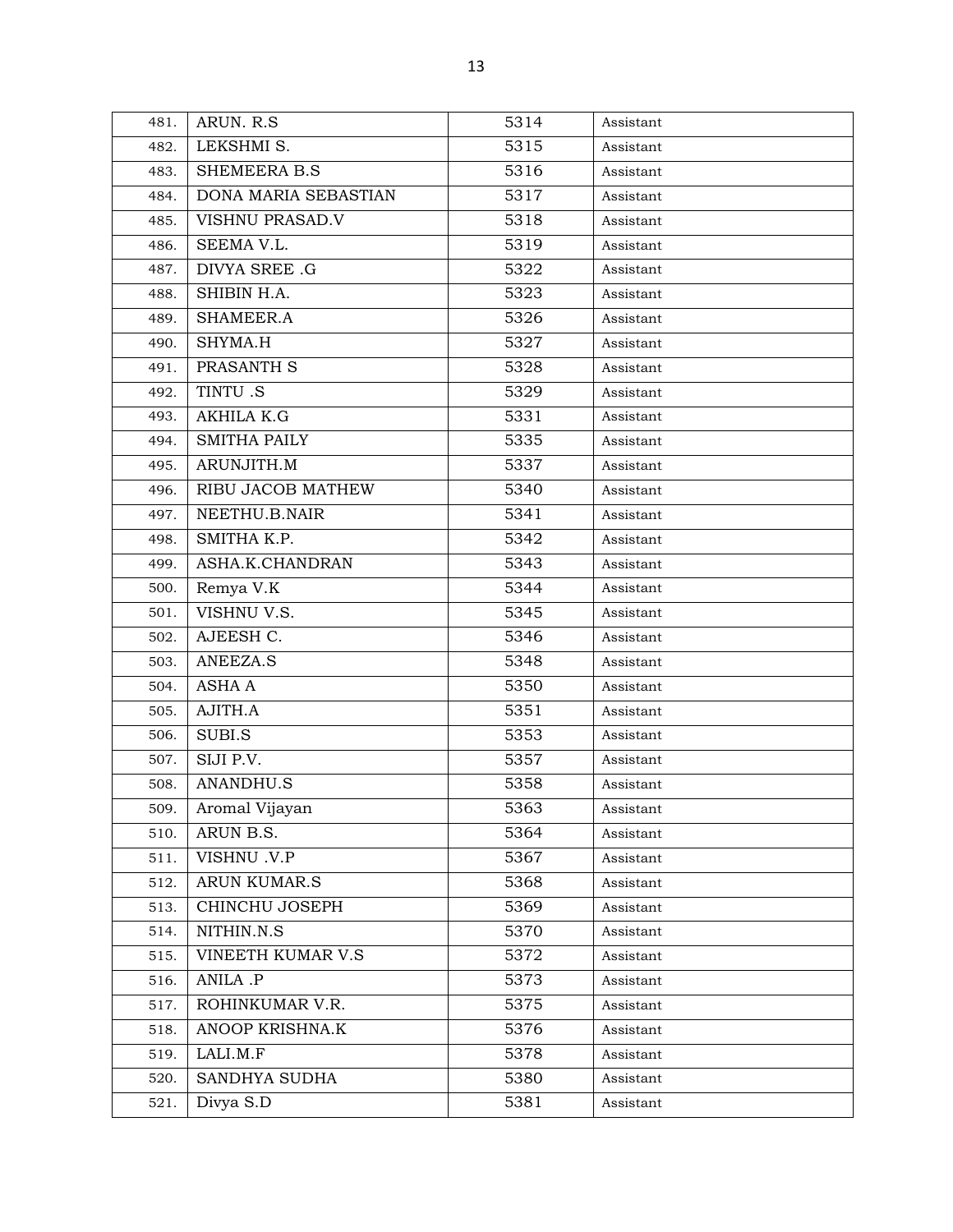| | | | |
|---|---|---|---|
| 481. | ARUN. R.S | 5314 | Assistant |
| 482. | LEKSHMI S. | 5315 | Assistant |
| 483. | SHEMEERA B.S | 5316 | Assistant |
| 484. | DONA MARIA SEBASTIAN | 5317 | Assistant |
| 485. | VISHNU PRASAD.V | 5318 | Assistant |
| 486. | SEEMA V.L. | 5319 | Assistant |
| 487. | DIVYA SREE .G | 5322 | Assistant |
| 488. | SHIBIN H.A. | 5323 | Assistant |
| 489. | SHAMEER.A | 5326 | Assistant |
| 490. | SHYMA.H | 5327 | Assistant |
| 491. | PRASANTH S | 5328 | Assistant |
| 492. | TINTU .S | 5329 | Assistant |
| 493. | AKHILA K.G | 5331 | Assistant |
| 494. | SMITHA PAILY | 5335 | Assistant |
| 495. | ARUNJITH.M | 5337 | Assistant |
| 496. | RIBU JACOB MATHEW | 5340 | Assistant |
| 497. | NEETHU.B.NAIR | 5341 | Assistant |
| 498. | SMITHA K.P. | 5342 | Assistant |
| 499. | ASHA.K.CHANDRAN | 5343 | Assistant |
| 500. | Remya V.K | 5344 | Assistant |
| 501. | VISHNU V.S. | 5345 | Assistant |
| 502. | AJEESH C. | 5346 | Assistant |
| 503. | ANEEZA.S | 5348 | Assistant |
| 504. | ASHA A | 5350 | Assistant |
| 505. | AJITH.A | 5351 | Assistant |
| 506. | SUBI.S | 5353 | Assistant |
| 507. | SIJI P.V. | 5357 | Assistant |
| 508. | ANANDHU.S | 5358 | Assistant |
| 509. | Aromal Vijayan | 5363 | Assistant |
| 510. | ARUN B.S. | 5364 | Assistant |
| 511. | VISHNU .V.P | 5367 | Assistant |
| 512. | ARUN KUMAR.S | 5368 | Assistant |
| 513. | CHINCHU JOSEPH | 5369 | Assistant |
| 514. | NITHIN.N.S | 5370 | Assistant |
| 515. | VINEETH KUMAR V.S | 5372 | Assistant |
| 516. | ANILA .P | 5373 | Assistant |
| 517. | ROHINKUMAR V.R. | 5375 | Assistant |
| 518. | ANOOP KRISHNA.K | 5376 | Assistant |
| 519. | LALI.M.F | 5378 | Assistant |
| 520. | SANDHYA SUDHA | 5380 | Assistant |
| 521. | Divya S.D | 5381 | Assistant |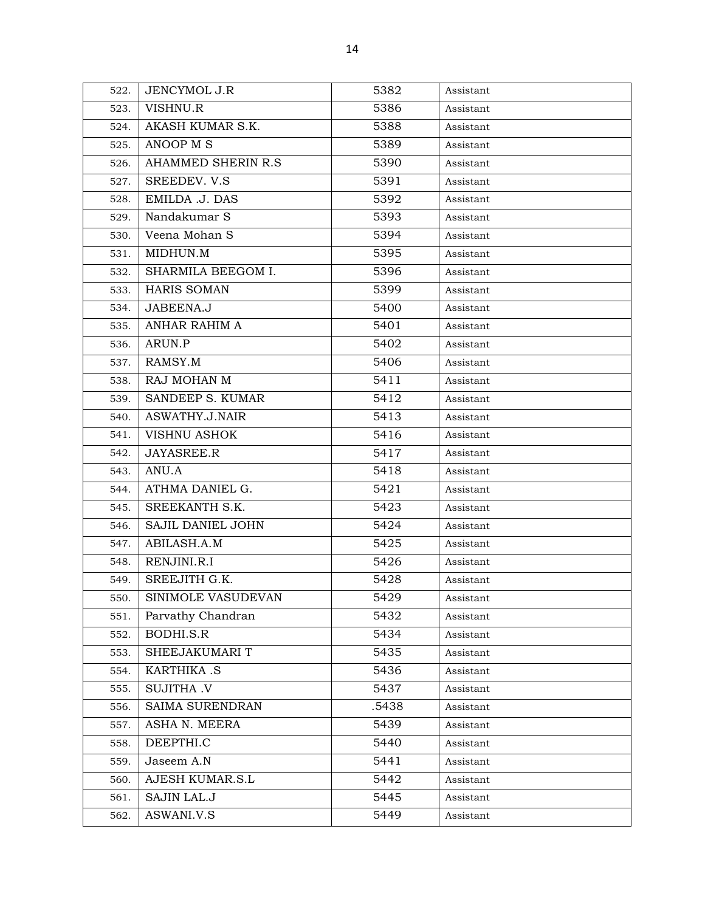| 522. | JENCYMOL J.R | 5382 | Assistant |
|---|---|---|---|
| 523. | VISHNU.R | 5386 | Assistant |
| 524. | AKASH KUMAR S.K. | 5388 | Assistant |
| 525. | ANOOP M S | 5389 | Assistant |
| 526. | AHAMMED SHERIN R.S | 5390 | Assistant |
| 527. | SREEDEV. V.S | 5391 | Assistant |
| 528. | EMILDA .J. DAS | 5392 | Assistant |
| 529. | Nandakumar S | 5393 | Assistant |
| 530. | Veena Mohan S | 5394 | Assistant |
| 531. | MIDHUN.M | 5395 | Assistant |
| 532. | SHARMILA BEEGOM I. | 5396 | Assistant |
| 533. | HARIS SOMAN | 5399 | Assistant |
| 534. | JABEENA.J | 5400 | Assistant |
| 535. | ANHAR RAHIM A | 5401 | Assistant |
| 536. | ARUN.P | 5402 | Assistant |
| 537. | RAMSY.M | 5406 | Assistant |
| 538. | RAJ MOHAN M | 5411 | Assistant |
| 539. | SANDEEP S. KUMAR | 5412 | Assistant |
| 540. | ASWATHY.J.NAIR | 5413 | Assistant |
| 541. | VISHNU ASHOK | 5416 | Assistant |
| 542. | JAYASREE.R | 5417 | Assistant |
| 543. | ANU.A | 5418 | Assistant |
| 544. | ATHMA DANIEL G. | 5421 | Assistant |
| 545. | SREEKANTH S.K. | 5423 | Assistant |
| 546. | SAJIL DANIEL JOHN | 5424 | Assistant |
| 547. | ABILASH.A.M | 5425 | Assistant |
| 548. | RENJINI.R.I | 5426 | Assistant |
| 549. | SREEJITH G.K. | 5428 | Assistant |
| 550. | SINIMOLE VASUDEVAN | 5429 | Assistant |
| 551. | Parvathy Chandran | 5432 | Assistant |
| 552. | BODHI.S.R | 5434 | Assistant |
| 553. | SHEEJAKUMARI T | 5435 | Assistant |
| 554. | KARTHIKA .S | 5436 | Assistant |
| 555. | SUJITHA .V | 5437 | Assistant |
| 556. | SAIMA SURENDRAN | .5438 | Assistant |
| 557. | ASHA N. MEERA | 5439 | Assistant |
| 558. | DEEPTHI.C | 5440 | Assistant |
| 559. | Jaseem A.N | 5441 | Assistant |
| 560. | AJESH KUMAR.S.L | 5442 | Assistant |
| 561. | SAJIN LAL.J | 5445 | Assistant |
| 562. | ASWANI.V.S | 5449 | Assistant |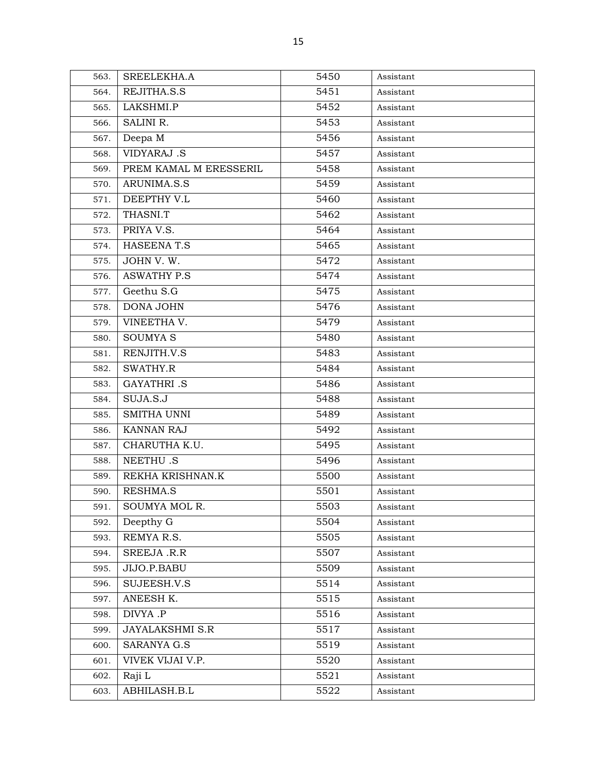| 563. | SREELEKHA.A | 5450 | Assistant |
|---|---|---|---|
| 564. | REJITHA.S.S | 5451 | Assistant |
| 565. | LAKSHMI.P | 5452 | Assistant |
| 566. | SALINI R. | 5453 | Assistant |
| 567. | Deepa M | 5456 | Assistant |
| 568. | VIDYARAJ .S | 5457 | Assistant |
| 569. | PREM KAMAL M ERESSERIL | 5458 | Assistant |
| 570. | ARUNIMA.S.S | 5459 | Assistant |
| 571. | DEEPTHY V.L | 5460 | Assistant |
| 572. | THASNI.T | 5462 | Assistant |
| 573. | PRIYA V.S. | 5464 | Assistant |
| 574. | HASEENA T.S | 5465 | Assistant |
| 575. | JOHN V. W. | 5472 | Assistant |
| 576. | ASWATHY P.S | 5474 | Assistant |
| 577. | Geethu S.G | 5475 | Assistant |
| 578. | DONA JOHN | 5476 | Assistant |
| 579. | VINEETHA V. | 5479 | Assistant |
| 580. | SOUMYA S | 5480 | Assistant |
| 581. | RENJITH.V.S | 5483 | Assistant |
| 582. | SWATHY.R | 5484 | Assistant |
| 583. | GAYATHRI .S | 5486 | Assistant |
| 584. | SUJA.S.J | 5488 | Assistant |
| 585. | SMITHA UNNI | 5489 | Assistant |
| 586. | KANNAN RAJ | 5492 | Assistant |
| 587. | CHARUTHA K.U. | 5495 | Assistant |
| 588. | NEETHU .S | 5496 | Assistant |
| 589. | REKHA KRISHNAN.K | 5500 | Assistant |
| 590. | RESHMA.S | 5501 | Assistant |
| 591. | SOUMYA MOL R. | 5503 | Assistant |
| 592. | Deepthy G | 5504 | Assistant |
| 593. | REMYA R.S. | 5505 | Assistant |
| 594. | SREEJA .R.R | 5507 | Assistant |
| 595. | JIJO.P.BABU | 5509 | Assistant |
| 596. | SUJEESH.V.S | 5514 | Assistant |
| 597. | ANEESH K. | 5515 | Assistant |
| 598. | DIVYA .P | 5516 | Assistant |
| 599. | JAYALAKSHMI S.R | 5517 | Assistant |
| 600. | SARANYA G.S | 5519 | Assistant |
| 601. | VIVEK VIJAI V.P. | 5520 | Assistant |
| 602. | Raji L | 5521 | Assistant |
| 603. | ABHILASH.B.L | 5522 | Assistant |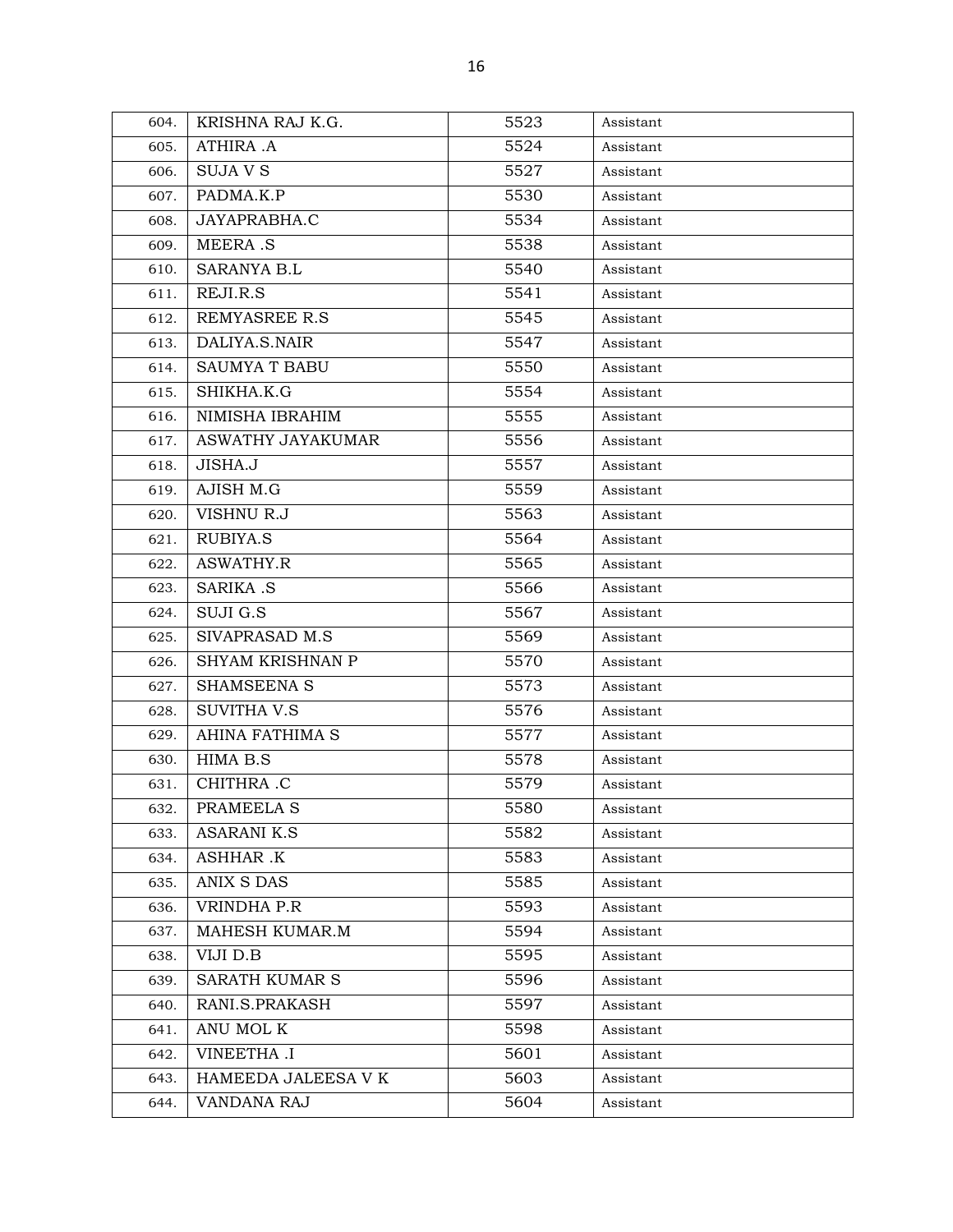| 604. | KRISHNA RAJ K.G. | 5523 | Assistant |
|---|---|---|---|
| 605. | ATHIRA .A | 5524 | Assistant |
| 606. | SUJA V S | 5527 | Assistant |
| 607. | PADMA.K.P | 5530 | Assistant |
| 608. | JAYAPRABHA.C | 5534 | Assistant |
| 609. | MEERA .S | 5538 | Assistant |
| 610. | SARANYA B.L | 5540 | Assistant |
| 611. | REJI.R.S | 5541 | Assistant |
| 612. | REMYASREE R.S | 5545 | Assistant |
| 613. | DALIYA.S.NAIR | 5547 | Assistant |
| 614. | SAUMYA T BABU | 5550 | Assistant |
| 615. | SHIKHA.K.G | 5554 | Assistant |
| 616. | NIMISHA IBRAHIM | 5555 | Assistant |
| 617. | ASWATHY JAYAKUMAR | 5556 | Assistant |
| 618. | JISHA.J | 5557 | Assistant |
| 619. | AJISH M.G | 5559 | Assistant |
| 620. | VISHNU R.J | 5563 | Assistant |
| 621. | RUBIYA.S | 5564 | Assistant |
| 622. | ASWATHY.R | 5565 | Assistant |
| 623. | SARIKA .S | 5566 | Assistant |
| 624. | SUJI G.S | 5567 | Assistant |
| 625. | SIVAPRASAD M.S | 5569 | Assistant |
| 626. | SHYAM KRISHNAN P | 5570 | Assistant |
| 627. | SHAMSEENA S | 5573 | Assistant |
| 628. | SUVITHA V.S | 5576 | Assistant |
| 629. | AHINA FATHIMA S | 5577 | Assistant |
| 630. | HIMA B.S | 5578 | Assistant |
| 631. | CHITHRA .C | 5579 | Assistant |
| 632. | PRAMEELA S | 5580 | Assistant |
| 633. | ASARANI K.S | 5582 | Assistant |
| 634. | ASHHAR .K | 5583 | Assistant |
| 635. | ANIX S DAS | 5585 | Assistant |
| 636. | VRINDHA P.R | 5593 | Assistant |
| 637. | MAHESH KUMAR.M | 5594 | Assistant |
| 638. | VIJI D.B | 5595 | Assistant |
| 639. | SARATH KUMAR S | 5596 | Assistant |
| 640. | RANI.S.PRAKASH | 5597 | Assistant |
| 641. | ANU MOL K | 5598 | Assistant |
| 642. | VINEETHA .I | 5601 | Assistant |
| 643. | HAMEEDA JALEESA V K | 5603 | Assistant |
| 644. | VANDANA RAJ | 5604 | Assistant |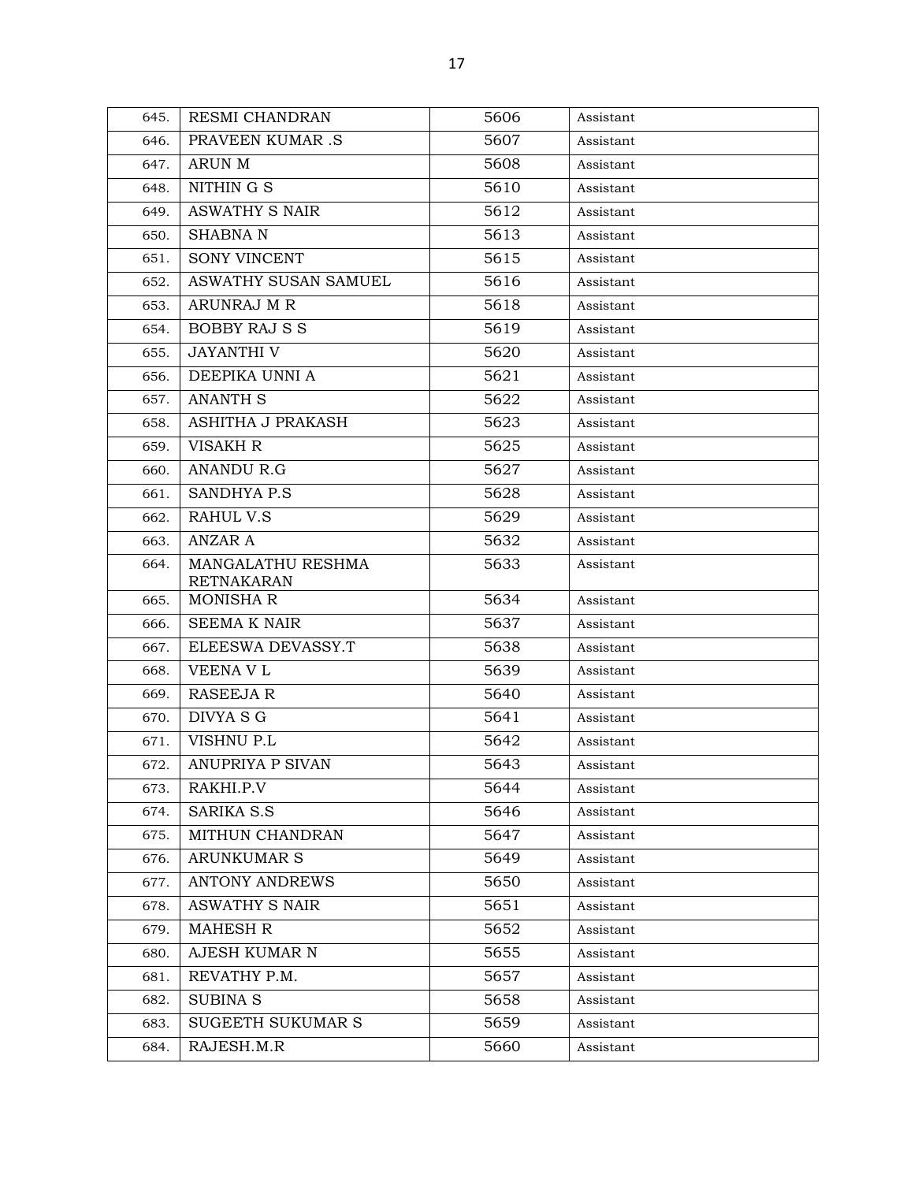| | | | |
|---|---|---|---|
| 645. | RESMI CHANDRAN | 5606 | Assistant |
| 646. | PRAVEEN KUMAR .S | 5607 | Assistant |
| 647. | ARUN M | 5608 | Assistant |
| 648. | NITHIN G S | 5610 | Assistant |
| 649. | ASWATHY S NAIR | 5612 | Assistant |
| 650. | SHABNA N | 5613 | Assistant |
| 651. | SONY VINCENT | 5615 | Assistant |
| 652. | ASWATHY SUSAN SAMUEL | 5616 | Assistant |
| 653. | ARUNRAJ M R | 5618 | Assistant |
| 654. | BOBBY RAJ S S | 5619 | Assistant |
| 655. | JAYANTHI V | 5620 | Assistant |
| 656. | DEEPIKA UNNI A | 5621 | Assistant |
| 657. | ANANTH S | 5622 | Assistant |
| 658. | ASHITHA J PRAKASH | 5623 | Assistant |
| 659. | VISAKH R | 5625 | Assistant |
| 660. | ANANDU R.G | 5627 | Assistant |
| 661. | SANDHYA P.S | 5628 | Assistant |
| 662. | RAHUL V.S | 5629 | Assistant |
| 663. | ANZAR A | 5632 | Assistant |
| 664. | MANGALATHU RESHMA RETNAKARAN | 5633 | Assistant |
| 665. | MONISHA R | 5634 | Assistant |
| 666. | SEEMA K NAIR | 5637 | Assistant |
| 667. | ELEESWA DEVASSY.T | 5638 | Assistant |
| 668. | VEENA V L | 5639 | Assistant |
| 669. | RASEEJA R | 5640 | Assistant |
| 670. | DIVYA S G | 5641 | Assistant |
| 671. | VISHNU P.L | 5642 | Assistant |
| 672. | ANUPRIYA P SIVAN | 5643 | Assistant |
| 673. | RAKHI.P.V | 5644 | Assistant |
| 674. | SARIKA S.S | 5646 | Assistant |
| 675. | MITHUN CHANDRAN | 5647 | Assistant |
| 676. | ARUNKUMAR S | 5649 | Assistant |
| 677. | ANTONY ANDREWS | 5650 | Assistant |
| 678. | ASWATHY S NAIR | 5651 | Assistant |
| 679. | MAHESH R | 5652 | Assistant |
| 680. | AJESH KUMAR N | 5655 | Assistant |
| 681. | REVATHY P.M. | 5657 | Assistant |
| 682. | SUBINA S | 5658 | Assistant |
| 683. | SUGEETH SUKUMAR S | 5659 | Assistant |
| 684. | RAJESH.M.R | 5660 | Assistant |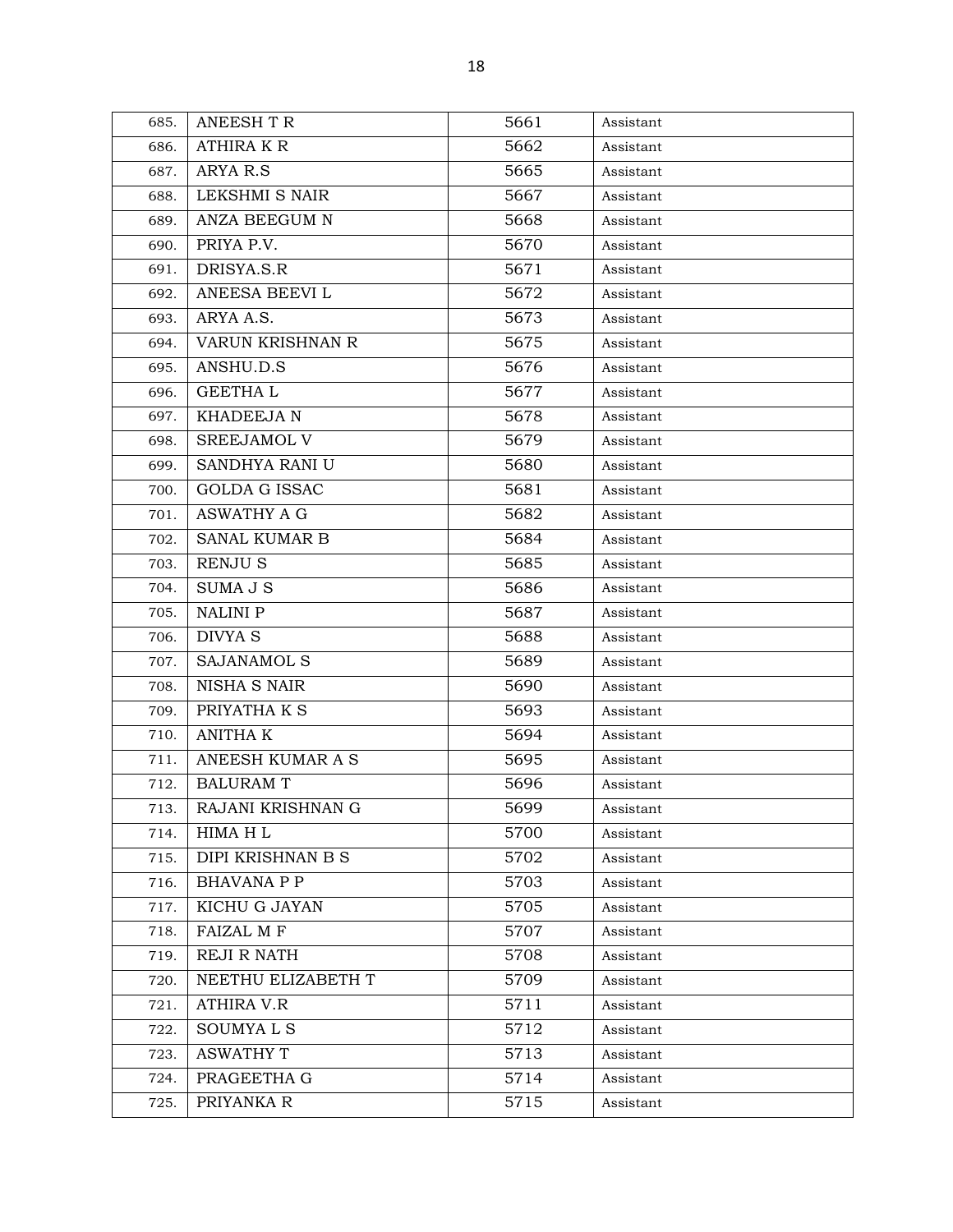| | | | |
|---|---|---|---|
| 685. | ANEESH T R | 5661 | Assistant |
| 686. | ATHIRA K R | 5662 | Assistant |
| 687. | ARYA R.S | 5665 | Assistant |
| 688. | LEKSHMI S NAIR | 5667 | Assistant |
| 689. | ANZA BEEGUM N | 5668 | Assistant |
| 690. | PRIYA P.V. | 5670 | Assistant |
| 691. | DRISYA.S.R | 5671 | Assistant |
| 692. | ANEESA BEEVI L | 5672 | Assistant |
| 693. | ARYA A.S. | 5673 | Assistant |
| 694. | VARUN KRISHNAN R | 5675 | Assistant |
| 695. | ANSHU.D.S | 5676 | Assistant |
| 696. | GEETHA L | 5677 | Assistant |
| 697. | KHADEEJA N | 5678 | Assistant |
| 698. | SREEJAMOL V | 5679 | Assistant |
| 699. | SANDHYA RANI U | 5680 | Assistant |
| 700. | GOLDA G ISSAC | 5681 | Assistant |
| 701. | ASWATHY A G | 5682 | Assistant |
| 702. | SANAL KUMAR B | 5684 | Assistant |
| 703. | RENJU S | 5685 | Assistant |
| 704. | SUMA J S | 5686 | Assistant |
| 705. | NALINI P | 5687 | Assistant |
| 706. | DIVYA S | 5688 | Assistant |
| 707. | SAJANAMOL S | 5689 | Assistant |
| 708. | NISHA S NAIR | 5690 | Assistant |
| 709. | PRIYATHA K S | 5693 | Assistant |
| 710. | ANITHA K | 5694 | Assistant |
| 711. | ANEESH KUMAR A S | 5695 | Assistant |
| 712. | BALURAM T | 5696 | Assistant |
| 713. | RAJANI KRISHNAN G | 5699 | Assistant |
| 714. | HIMA H L | 5700 | Assistant |
| 715. | DIPI KRISHNAN B S | 5702 | Assistant |
| 716. | BHAVANA P P | 5703 | Assistant |
| 717. | KICHU G JAYAN | 5705 | Assistant |
| 718. | FAIZAL M F | 5707 | Assistant |
| 719. | REJI R NATH | 5708 | Assistant |
| 720. | NEETHU ELIZABETH T | 5709 | Assistant |
| 721. | ATHIRA V.R | 5711 | Assistant |
| 722. | SOUMYA L S | 5712 | Assistant |
| 723. | ASWATHY T | 5713 | Assistant |
| 724. | PRAGEETHA G | 5714 | Assistant |
| 725. | PRIYANKA R | 5715 | Assistant |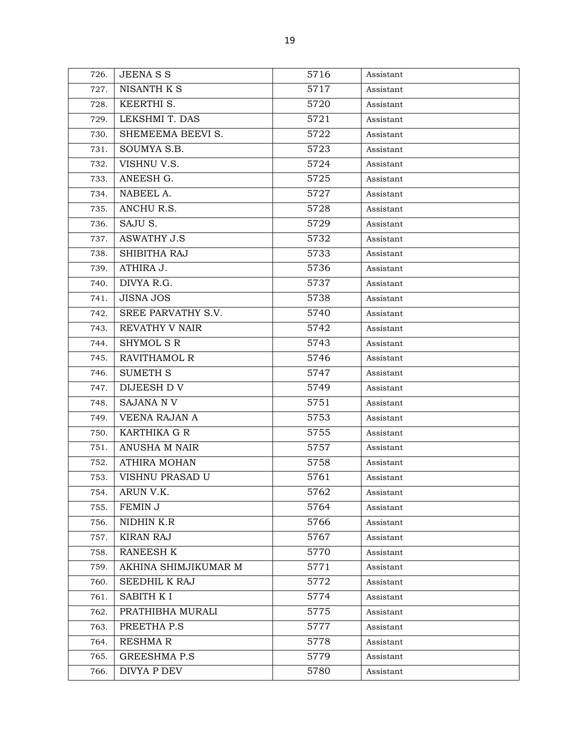| | | | |
|---|---|---|---|
| 726. | JEENA S S | 5716 | Assistant |
| 727. | NISANTH K S | 5717 | Assistant |
| 728. | KEERTHI S. | 5720 | Assistant |
| 729. | LEKSHMI T. DAS | 5721 | Assistant |
| 730. | SHEMEEMA BEEVI S. | 5722 | Assistant |
| 731. | SOUMYA S.B. | 5723 | Assistant |
| 732. | VISHNU V.S. | 5724 | Assistant |
| 733. | ANEESH G. | 5725 | Assistant |
| 734. | NABEEL A. | 5727 | Assistant |
| 735. | ANCHU R.S. | 5728 | Assistant |
| 736. | SAJU S. | 5729 | Assistant |
| 737. | ASWATHY J.S | 5732 | Assistant |
| 738. | SHIBITHA RAJ | 5733 | Assistant |
| 739. | ATHIRA J. | 5736 | Assistant |
| 740. | DIVYA R.G. | 5737 | Assistant |
| 741. | JISNA JOS | 5738 | Assistant |
| 742. | SREE PARVATHY S.V. | 5740 | Assistant |
| 743. | REVATHY V NAIR | 5742 | Assistant |
| 744. | SHYMOL S R | 5743 | Assistant |
| 745. | RAVITHAMOL R | 5746 | Assistant |
| 746. | SUMETH S | 5747 | Assistant |
| 747. | DIJEESH D V | 5749 | Assistant |
| 748. | SAJANA N V | 5751 | Assistant |
| 749. | VEENA RAJAN A | 5753 | Assistant |
| 750. | KARTHIKA G R | 5755 | Assistant |
| 751. | ANUSHA M NAIR | 5757 | Assistant |
| 752. | ATHIRA MOHAN | 5758 | Assistant |
| 753. | VISHNU PRASAD U | 5761 | Assistant |
| 754. | ARUN V.K. | 5762 | Assistant |
| 755. | FEMIN J | 5764 | Assistant |
| 756. | NIDHIN K.R | 5766 | Assistant |
| 757. | KIRAN RAJ | 5767 | Assistant |
| 758. | RANEESH K | 5770 | Assistant |
| 759. | AKHINA SHIMJIKUMAR M | 5771 | Assistant |
| 760. | SEEDHIL K RAJ | 5772 | Assistant |
| 761. | SABITH K I | 5774 | Assistant |
| 762. | PRATHIBHA MURALI | 5775 | Assistant |
| 763. | PREETHA P.S | 5777 | Assistant |
| 764. | RESHMA R | 5778 | Assistant |
| 765. | GREESHMA P.S | 5779 | Assistant |
| 766. | DIVYA P DEV | 5780 | Assistant |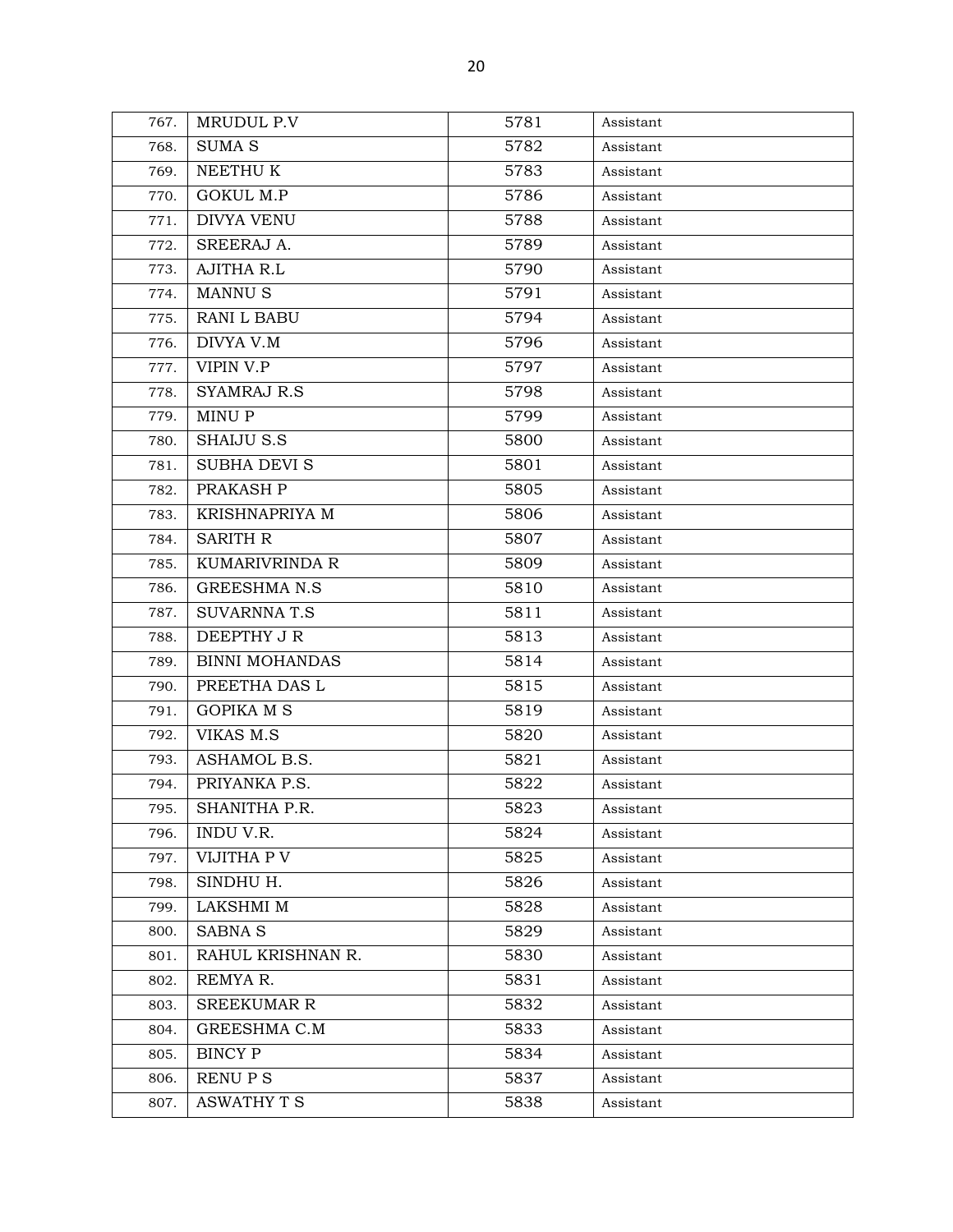| 767. | MRUDUL P.V | 5781 | Assistant |
|---|---|---|---|
| 768. | SUMA S | 5782 | Assistant |
| 769. | NEETHU K | 5783 | Assistant |
| 770. | GOKUL M.P | 5786 | Assistant |
| 771. | DIVYA VENU | 5788 | Assistant |
| 772. | SREERAJ A. | 5789 | Assistant |
| 773. | AJITHA R.L | 5790 | Assistant |
| 774. | MANNU S | 5791 | Assistant |
| 775. | RANI L BABU | 5794 | Assistant |
| 776. | DIVYA V.M | 5796 | Assistant |
| 777. | VIPIN V.P | 5797 | Assistant |
| 778. | SYAMRAJ R.S | 5798 | Assistant |
| 779. | MINU P | 5799 | Assistant |
| 780. | SHAIJU S.S | 5800 | Assistant |
| 781. | SUBHA DEVI S | 5801 | Assistant |
| 782. | PRAKASH P | 5805 | Assistant |
| 783. | KRISHNAPRIYA M | 5806 | Assistant |
| 784. | SARITH R | 5807 | Assistant |
| 785. | KUMARIVRINDA R | 5809 | Assistant |
| 786. | GREESHMA N.S | 5810 | Assistant |
| 787. | SUVARNNA T.S | 5811 | Assistant |
| 788. | DEEPTHY J R | 5813 | Assistant |
| 789. | BINNI MOHANDAS | 5814 | Assistant |
| 790. | PREETHA DAS L | 5815 | Assistant |
| 791. | GOPIKA M S | 5819 | Assistant |
| 792. | VIKAS M.S | 5820 | Assistant |
| 793. | ASHAMOL B.S. | 5821 | Assistant |
| 794. | PRIYANKA P.S. | 5822 | Assistant |
| 795. | SHANITHA P.R. | 5823 | Assistant |
| 796. | INDU V.R. | 5824 | Assistant |
| 797. | VIJITHA P V | 5825 | Assistant |
| 798. | SINDHU H. | 5826 | Assistant |
| 799. | LAKSHMI M | 5828 | Assistant |
| 800. | SABNA S | 5829 | Assistant |
| 801. | RAHUL KRISHNAN R. | 5830 | Assistant |
| 802. | REMYA R. | 5831 | Assistant |
| 803. | SREEKUMAR R | 5832 | Assistant |
| 804. | GREESHMA C.M | 5833 | Assistant |
| 805. | BINCY P | 5834 | Assistant |
| 806. | RENU P S | 5837 | Assistant |
| 807. | ASWATHY T S | 5838 | Assistant |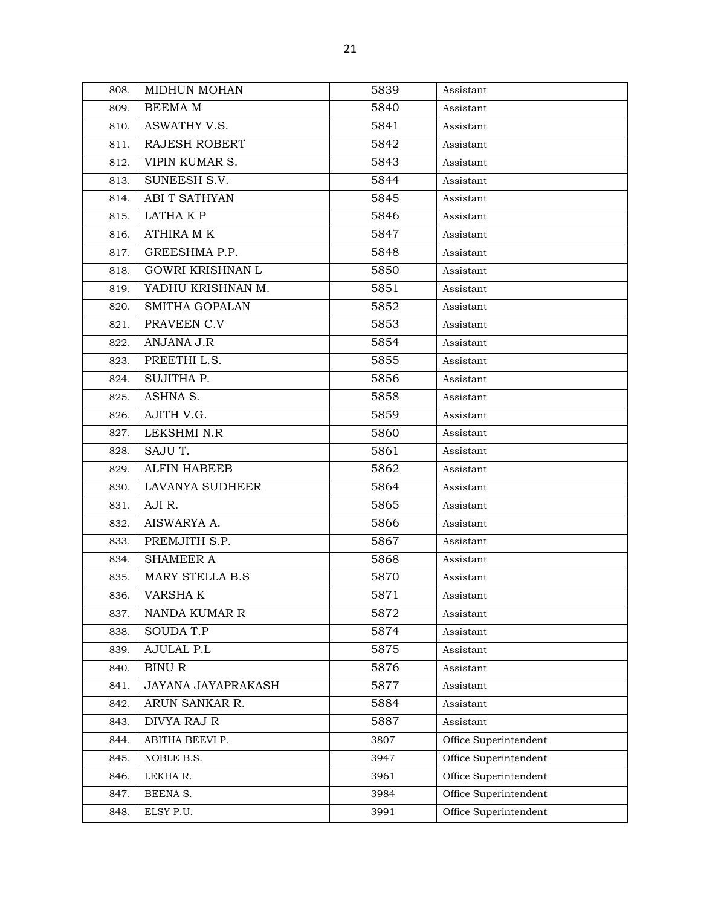| 808. | MIDHUN MOHAN | 5839 | Assistant |
|---|---|---|---|
| 809. | BEEMA M | 5840 | Assistant |
| 810. | ASWATHY V.S. | 5841 | Assistant |
| 811. | RAJESH ROBERT | 5842 | Assistant |
| 812. | VIPIN KUMAR S. | 5843 | Assistant |
| 813. | SUNEESH S.V. | 5844 | Assistant |
| 814. | ABI T SATHYAN | 5845 | Assistant |
| 815. | LATHA K P | 5846 | Assistant |
| 816. | ATHIRA M K | 5847 | Assistant |
| 817. | GREESHMA P.P. | 5848 | Assistant |
| 818. | GOWRI KRISHNAN L | 5850 | Assistant |
| 819. | YADHU KRISHNAN M. | 5851 | Assistant |
| 820. | SMITHA GOPALAN | 5852 | Assistant |
| 821. | PRAVEEN C.V | 5853 | Assistant |
| 822. | ANJANA J.R | 5854 | Assistant |
| 823. | PREETHI L.S. | 5855 | Assistant |
| 824. | SUJITHA P. | 5856 | Assistant |
| 825. | ASHNA S. | 5858 | Assistant |
| 826. | AJITH V.G. | 5859 | Assistant |
| 827. | LEKSHMI N.R | 5860 | Assistant |
| 828. | SAJU T. | 5861 | Assistant |
| 829. | ALFIN HABEEB | 5862 | Assistant |
| 830. | LAVANYA SUDHEER | 5864 | Assistant |
| 831. | AJI R. | 5865 | Assistant |
| 832. | AISWARYA A. | 5866 | Assistant |
| 833. | PREMJITH S.P. | 5867 | Assistant |
| 834. | SHAMEER A | 5868 | Assistant |
| 835. | MARY STELLA B.S | 5870 | Assistant |
| 836. | VARSHA K | 5871 | Assistant |
| 837. | NANDA KUMAR R | 5872 | Assistant |
| 838. | SOUDA T.P | 5874 | Assistant |
| 839. | AJULAL P.L | 5875 | Assistant |
| 840. | BINU R | 5876 | Assistant |
| 841. | JAYANA JAYAPRAKASH | 5877 | Assistant |
| 842. | ARUN SANKAR R. | 5884 | Assistant |
| 843. | DIVYA RAJ R | 5887 | Assistant |
| 844. | ABITHA BEEVI P. | 3807 | Office Superintendent |
| 845. | NOBLE B.S. | 3947 | Office Superintendent |
| 846. | LEKHA R. | 3961 | Office Superintendent |
| 847. | BEENA S. | 3984 | Office Superintendent |
| 848. | ELSY P.U. | 3991 | Office Superintendent |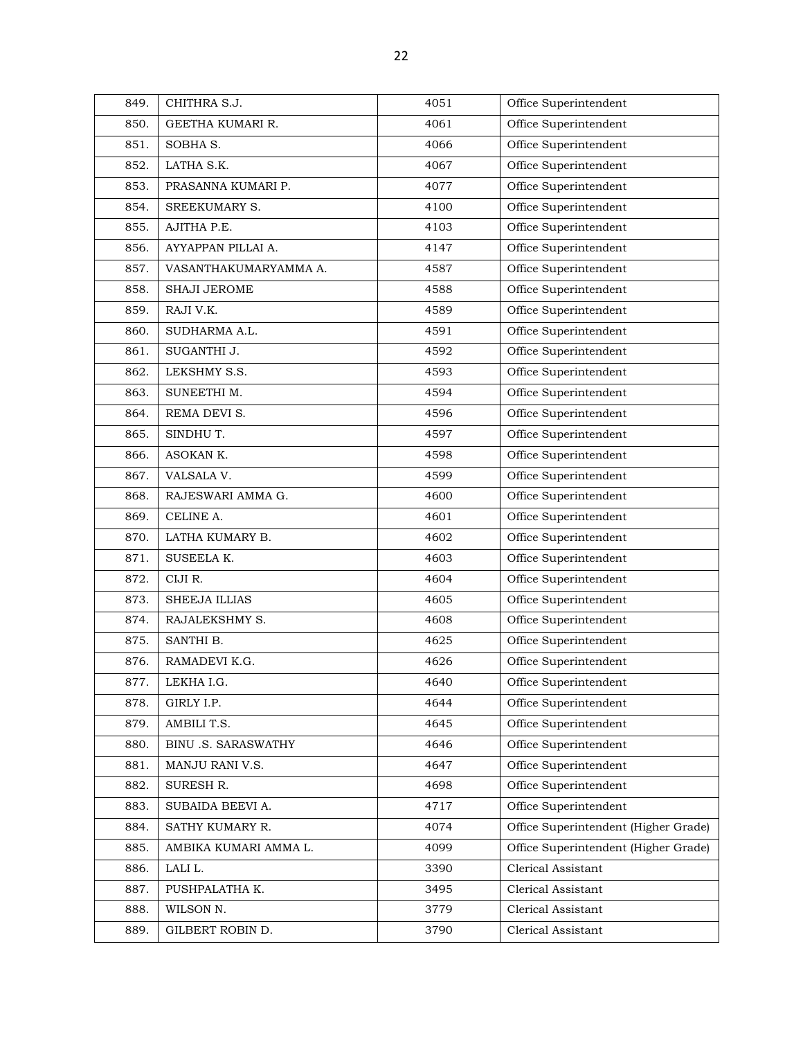| 849. | CHITHRA S.J. | 4051 | Office Superintendent |
|---|---|---|---|
| 850. | GEETHA KUMARI R. | 4061 | Office Superintendent |
| 851. | SOBHA S. | 4066 | Office Superintendent |
| 852. | LATHA S.K. | 4067 | Office Superintendent |
| 853. | PRASANNA KUMARI P. | 4077 | Office Superintendent |
| 854. | SREEKUMARY S. | 4100 | Office Superintendent |
| 855. | AJITHA P.E. | 4103 | Office Superintendent |
| 856. | AYYAPPAN PILLAI A. | 4147 | Office Superintendent |
| 857. | VASANTHAKUMARYAMMA A. | 4587 | Office Superintendent |
| 858. | SHAJI JEROME | 4588 | Office Superintendent |
| 859. | RAJI V.K. | 4589 | Office Superintendent |
| 860. | SUDHARMA A.L. | 4591 | Office Superintendent |
| 861. | SUGANTHI J. | 4592 | Office Superintendent |
| 862. | LEKSHMY S.S. | 4593 | Office Superintendent |
| 863. | SUNEETHI M. | 4594 | Office Superintendent |
| 864. | REMA DEVI S. | 4596 | Office Superintendent |
| 865. | SINDHU T. | 4597 | Office Superintendent |
| 866. | ASOKAN K. | 4598 | Office Superintendent |
| 867. | VALSALA V. | 4599 | Office Superintendent |
| 868. | RAJESWARI AMMA G. | 4600 | Office Superintendent |
| 869. | CELINE A. | 4601 | Office Superintendent |
| 870. | LATHA KUMARY B. | 4602 | Office Superintendent |
| 871. | SUSEELA K. | 4603 | Office Superintendent |
| 872. | CIJI R. | 4604 | Office Superintendent |
| 873. | SHEEJA ILLIAS | 4605 | Office Superintendent |
| 874. | RAJALEKSHMY S. | 4608 | Office Superintendent |
| 875. | SANTHI B. | 4625 | Office Superintendent |
| 876. | RAMADEVI K.G. | 4626 | Office Superintendent |
| 877. | LEKHA I.G. | 4640 | Office Superintendent |
| 878. | GIRLY I.P. | 4644 | Office Superintendent |
| 879. | AMBILI T.S. | 4645 | Office Superintendent |
| 880. | BINU .S. SARASWATHY | 4646 | Office Superintendent |
| 881. | MANJU RANI V.S. | 4647 | Office Superintendent |
| 882. | SURESH R. | 4698 | Office Superintendent |
| 883. | SUBAIDA BEEVI A. | 4717 | Office Superintendent |
| 884. | SATHY KUMARY R. | 4074 | Office Superintendent (Higher Grade) |
| 885. | AMBIKA KUMARI AMMA L. | 4099 | Office Superintendent (Higher Grade) |
| 886. | LALI L. | 3390 | Clerical Assistant |
| 887. | PUSHPALATHA K. | 3495 | Clerical Assistant |
| 888. | WILSON N. | 3779 | Clerical Assistant |
| 889. | GILBERT ROBIN D. | 3790 | Clerical Assistant |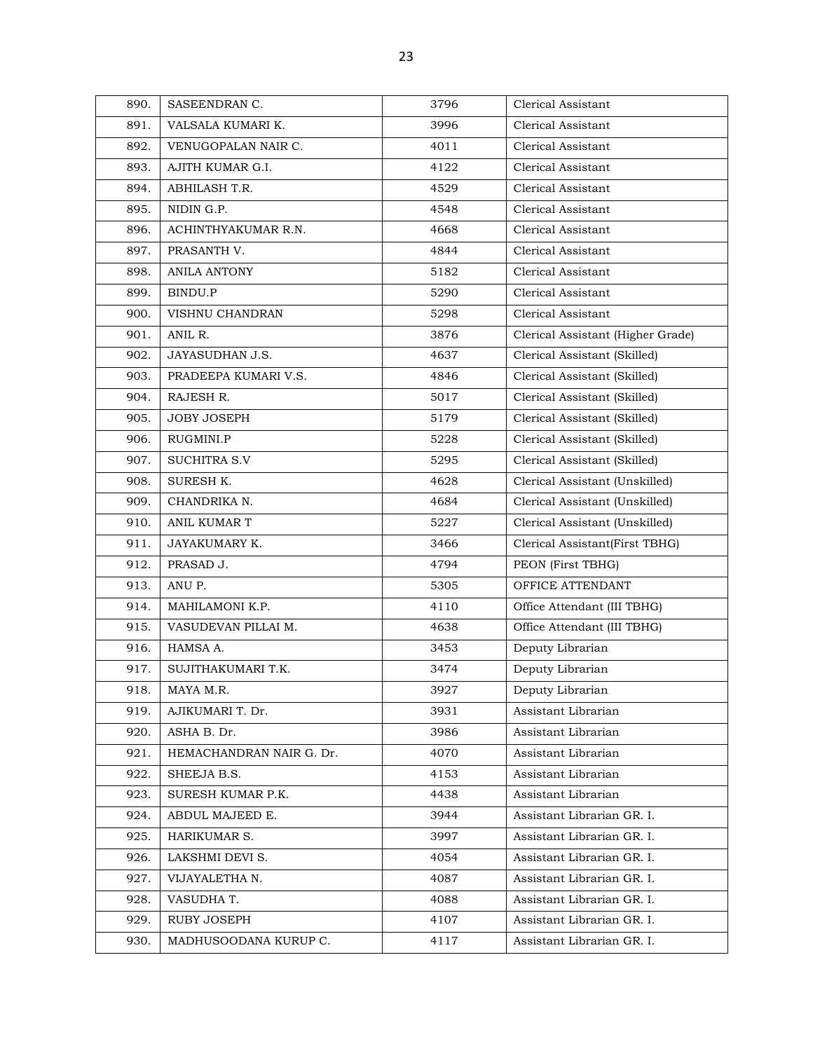| 890. | SASEENDRAN C. | 3796 | Clerical Assistant |
|---|---|---|---|
| 891. | VALSALA KUMARI K. | 3996 | Clerical Assistant |
| 892. | VENUGOPALAN NAIR C. | 4011 | Clerical Assistant |
| 893. | AJITH KUMAR G.I. | 4122 | Clerical Assistant |
| 894. | ABHILASH T.R. | 4529 | Clerical Assistant |
| 895. | NIDIN G.P. | 4548 | Clerical Assistant |
| 896. | ACHINTHYAKUMAR R.N. | 4668 | Clerical Assistant |
| 897. | PRASANTH V. | 4844 | Clerical Assistant |
| 898. | ANILA ANTONY | 5182 | Clerical Assistant |
| 899. | BINDU.P | 5290 | Clerical Assistant |
| 900. | VISHNU CHANDRAN | 5298 | Clerical Assistant |
| 901. | ANIL R. | 3876 | Clerical Assistant (Higher Grade) |
| 902. | JAYASUDHAN J.S. | 4637 | Clerical Assistant (Skilled) |
| 903. | PRADEEPA KUMARI V.S. | 4846 | Clerical Assistant (Skilled) |
| 904. | RAJESH R. | 5017 | Clerical Assistant (Skilled) |
| 905. | JOBY JOSEPH | 5179 | Clerical Assistant (Skilled) |
| 906. | RUGMINI.P | 5228 | Clerical Assistant (Skilled) |
| 907. | SUCHITRA S.V | 5295 | Clerical Assistant (Skilled) |
| 908. | SURESH K. | 4628 | Clerical Assistant (Unskilled) |
| 909. | CHANDRIKA N. | 4684 | Clerical Assistant (Unskilled) |
| 910. | ANIL KUMAR T | 5227 | Clerical Assistant (Unskilled) |
| 911. | JAYAKUMARY K. | 3466 | Clerical Assistant(First TBHG) |
| 912. | PRASAD J. | 4794 | PEON (First TBHG) |
| 913. | ANU P. | 5305 | OFFICE ATTENDANT |
| 914. | MAHILAMONI K.P. | 4110 | Office Attendant (III TBHG) |
| 915. | VASUDEVAN PILLAI M. | 4638 | Office Attendant (III TBHG) |
| 916. | HAMSA A. | 3453 | Deputy Librarian |
| 917. | SUJITHAKUMARI T.K. | 3474 | Deputy Librarian |
| 918. | MAYA M.R. | 3927 | Deputy Librarian |
| 919. | AJIKUMARI T. Dr. | 3931 | Assistant Librarian |
| 920. | ASHA B. Dr. | 3986 | Assistant Librarian |
| 921. | HEMACHANDRAN NAIR G. Dr. | 4070 | Assistant Librarian |
| 922. | SHEEJA B.S. | 4153 | Assistant Librarian |
| 923. | SURESH KUMAR P.K. | 4438 | Assistant Librarian |
| 924. | ABDUL MAJEED E. | 3944 | Assistant Librarian GR. I. |
| 925. | HARIKUMAR S. | 3997 | Assistant Librarian GR. I. |
| 926. | LAKSHMI DEVI S. | 4054 | Assistant Librarian GR. I. |
| 927. | VIJAYALETHA N. | 4087 | Assistant Librarian GR. I. |
| 928. | VASUDHA T. | 4088 | Assistant Librarian GR. I. |
| 929. | RUBY JOSEPH | 4107 | Assistant Librarian GR. I. |
| 930. | MADHUSOODANA KURUP C. | 4117 | Assistant Librarian GR. I. |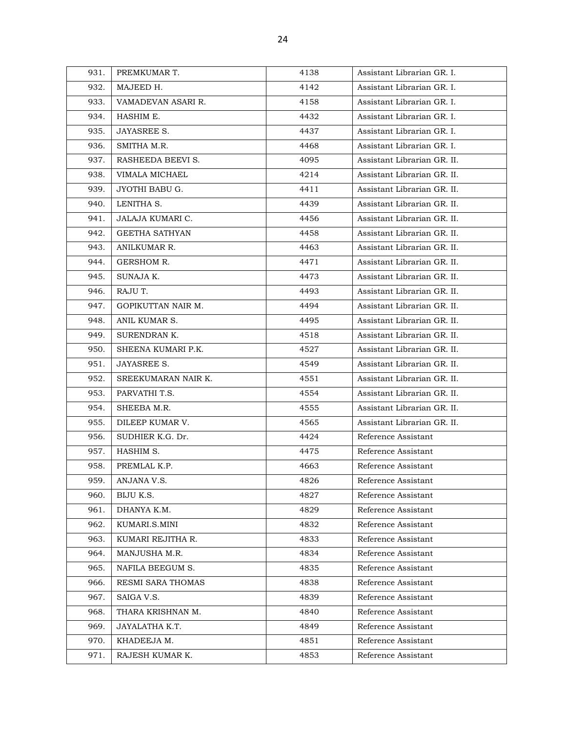| 931. | PREMKUMAR T. | 4138 | Assistant Librarian GR. I. |
|---|---|---|---|
| 932. | MAJEED H. | 4142 | Assistant Librarian GR. I. |
| 933. | VAMADEVAN ASARI R. | 4158 | Assistant Librarian GR. I. |
| 934. | HASHIM E. | 4432 | Assistant Librarian GR. I. |
| 935. | JAYASREE S. | 4437 | Assistant Librarian GR. I. |
| 936. | SMITHA M.R. | 4468 | Assistant Librarian GR. I. |
| 937. | RASHEEDA BEEVI S. | 4095 | Assistant Librarian GR. II. |
| 938. | VIMALA MICHAEL | 4214 | Assistant Librarian GR. II. |
| 939. | JYOTHI BABU G. | 4411 | Assistant Librarian GR. II. |
| 940. | LENITHA S. | 4439 | Assistant Librarian GR. II. |
| 941. | JALAJA KUMARI C. | 4456 | Assistant Librarian GR. II. |
| 942. | GEETHA SATHYAN | 4458 | Assistant Librarian GR. II. |
| 943. | ANILKUMAR R. | 4463 | Assistant Librarian GR. II. |
| 944. | GERSHOM R. | 4471 | Assistant Librarian GR. II. |
| 945. | SUNAJA K. | 4473 | Assistant Librarian GR. II. |
| 946. | RAJU T. | 4493 | Assistant Librarian GR. II. |
| 947. | GOPIKUTTAN NAIR M. | 4494 | Assistant Librarian GR. II. |
| 948. | ANIL KUMAR S. | 4495 | Assistant Librarian GR. II. |
| 949. | SURENDRAN K. | 4518 | Assistant Librarian GR. II. |
| 950. | SHEENA KUMARI P.K. | 4527 | Assistant Librarian GR. II. |
| 951. | JAYASREE S. | 4549 | Assistant Librarian GR. II. |
| 952. | SREEKUMARAN NAIR K. | 4551 | Assistant Librarian GR. II. |
| 953. | PARVATHI T.S. | 4554 | Assistant Librarian GR. II. |
| 954. | SHEEBA M.R. | 4555 | Assistant Librarian GR. II. |
| 955. | DILEEP KUMAR V. | 4565 | Assistant Librarian GR. II. |
| 956. | SUDHIER K.G. Dr. | 4424 | Reference Assistant |
| 957. | HASHIM S. | 4475 | Reference Assistant |
| 958. | PREMLAL K.P. | 4663 | Reference Assistant |
| 959. | ANJANA V.S. | 4826 | Reference Assistant |
| 960. | BIJU K.S. | 4827 | Reference Assistant |
| 961. | DHANYA K.M. | 4829 | Reference Assistant |
| 962. | KUMARI.S.MINI | 4832 | Reference Assistant |
| 963. | KUMARI REJITHA R. | 4833 | Reference Assistant |
| 964. | MANJUSHA M.R. | 4834 | Reference Assistant |
| 965. | NAFILA BEEGUM S. | 4835 | Reference Assistant |
| 966. | RESMI SARA THOMAS | 4838 | Reference Assistant |
| 967. | SAIGA V.S. | 4839 | Reference Assistant |
| 968. | THARA KRISHNAN M. | 4840 | Reference Assistant |
| 969. | JAYALATHA K.T. | 4849 | Reference Assistant |
| 970. | KHADEEJA M. | 4851 | Reference Assistant |
| 971. | RAJESH KUMAR K. | 4853 | Reference Assistant |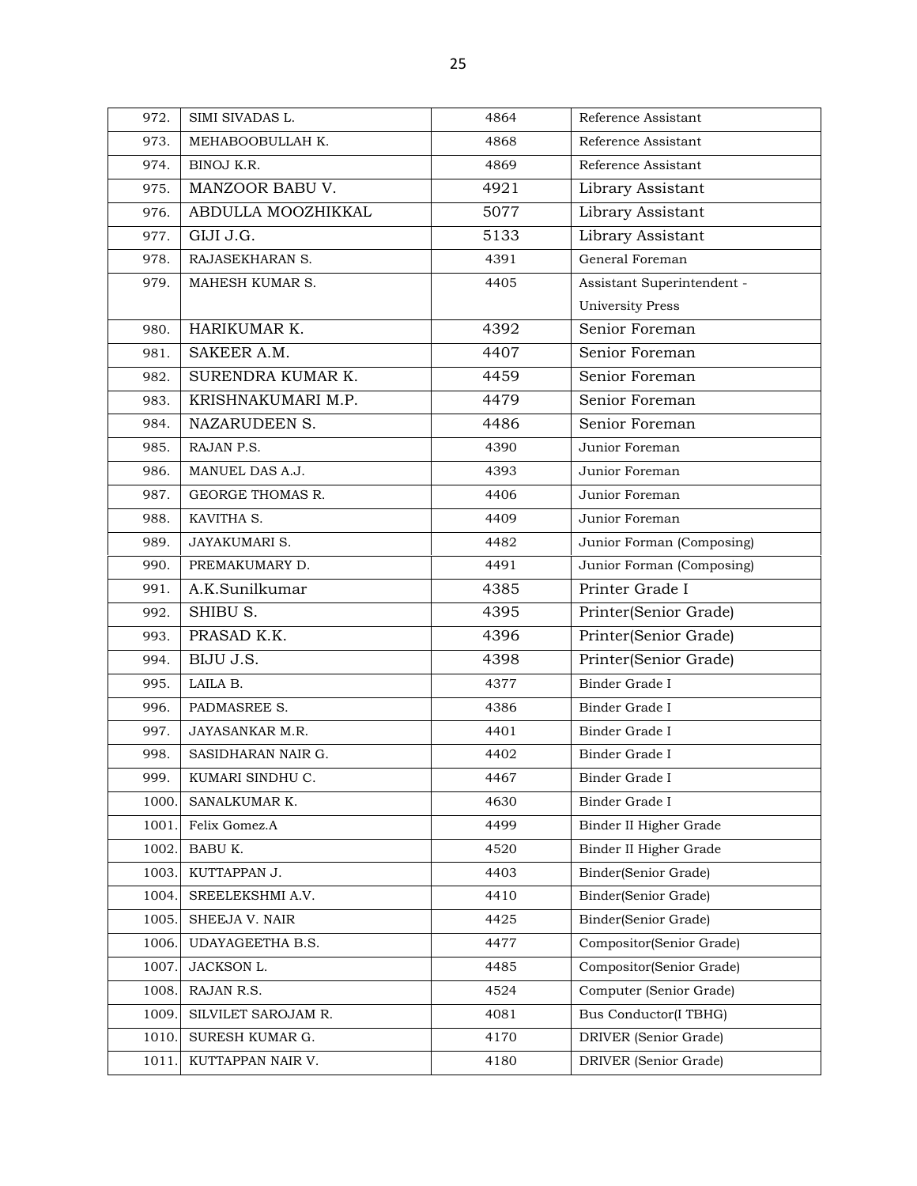| 972. | SIMI SIVADAS L. | 4864 | Reference Assistant |
|---|---|---|---|
| 973. | MEHABOOBULLAH K. | 4868 | Reference Assistant |
| 974. | BINOJ K.R. | 4869 | Reference Assistant |
| 975. | MANZOOR BABU V. | 4921 | Library Assistant |
| 976. | ABDULLA MOOZHIKKAL | 5077 | Library Assistant |
| 977. | GIJI J.G. | 5133 | Library Assistant |
| 978. | RAJASEKHARAN S. | 4391 | General Foreman |
| 979. | MAHESH KUMAR S. | 4405 | Assistant Superintendent - University Press |
| 980. | HARIKUMAR K. | 4392 | Senior Foreman |
| 981. | SAKEER A.M. | 4407 | Senior Foreman |
| 982. | SURENDRA KUMAR K. | 4459 | Senior Foreman |
| 983. | KRISHNAKUMARI M.P. | 4479 | Senior Foreman |
| 984. | NAZARUDEEN S. | 4486 | Senior Foreman |
| 985. | RAJAN P.S. | 4390 | Junior Foreman |
| 986. | MANUEL DAS A.J. | 4393 | Junior Foreman |
| 987. | GEORGE THOMAS R. | 4406 | Junior Foreman |
| 988. | KAVITHA S. | 4409 | Junior Foreman |
| 989. | JAYAKUMARI S. | 4482 | Junior Forman (Composing) |
| 990. | PREMAKUMARY D. | 4491 | Junior Forman (Composing) |
| 991. | A.K.Sunilkumar | 4385 | Printer Grade I |
| 992. | SHIBU S. | 4395 | Printer(Senior Grade) |
| 993. | PRASAD K.K. | 4396 | Printer(Senior Grade) |
| 994. | BIJU J.S. | 4398 | Printer(Senior Grade) |
| 995. | LAILA B. | 4377 | Binder Grade I |
| 996. | PADMASREE S. | 4386 | Binder Grade I |
| 997. | JAYASANKAR M.R. | 4401 | Binder Grade I |
| 998. | SASIDHARAN NAIR G. | 4402 | Binder Grade I |
| 999. | KUMARI SINDHU C. | 4467 | Binder Grade I |
| 1000. | SANALKUMAR K. | 4630 | Binder Grade I |
| 1001. | Felix Gomez.A | 4499 | Binder II Higher Grade |
| 1002. | BABU K. | 4520 | Binder II Higher Grade |
| 1003. | KUTTAPPAN J. | 4403 | Binder(Senior Grade) |
| 1004. | SREELEKSHMI A.V. | 4410 | Binder(Senior Grade) |
| 1005. | SHEEJA V. NAIR | 4425 | Binder(Senior Grade) |
| 1006. | UDAYAGEETHA B.S. | 4477 | Compositor(Senior Grade) |
| 1007. | JACKSON L. | 4485 | Compositor(Senior Grade) |
| 1008. | RAJAN R.S. | 4524 | Computer (Senior Grade) |
| 1009. | SILVILET SAROJAM R. | 4081 | Bus Conductor(I TBHG) |
| 1010. | SURESH KUMAR G. | 4170 | DRIVER (Senior Grade) |
| 1011. | KUTTAPPAN NAIR V. | 4180 | DRIVER (Senior Grade) |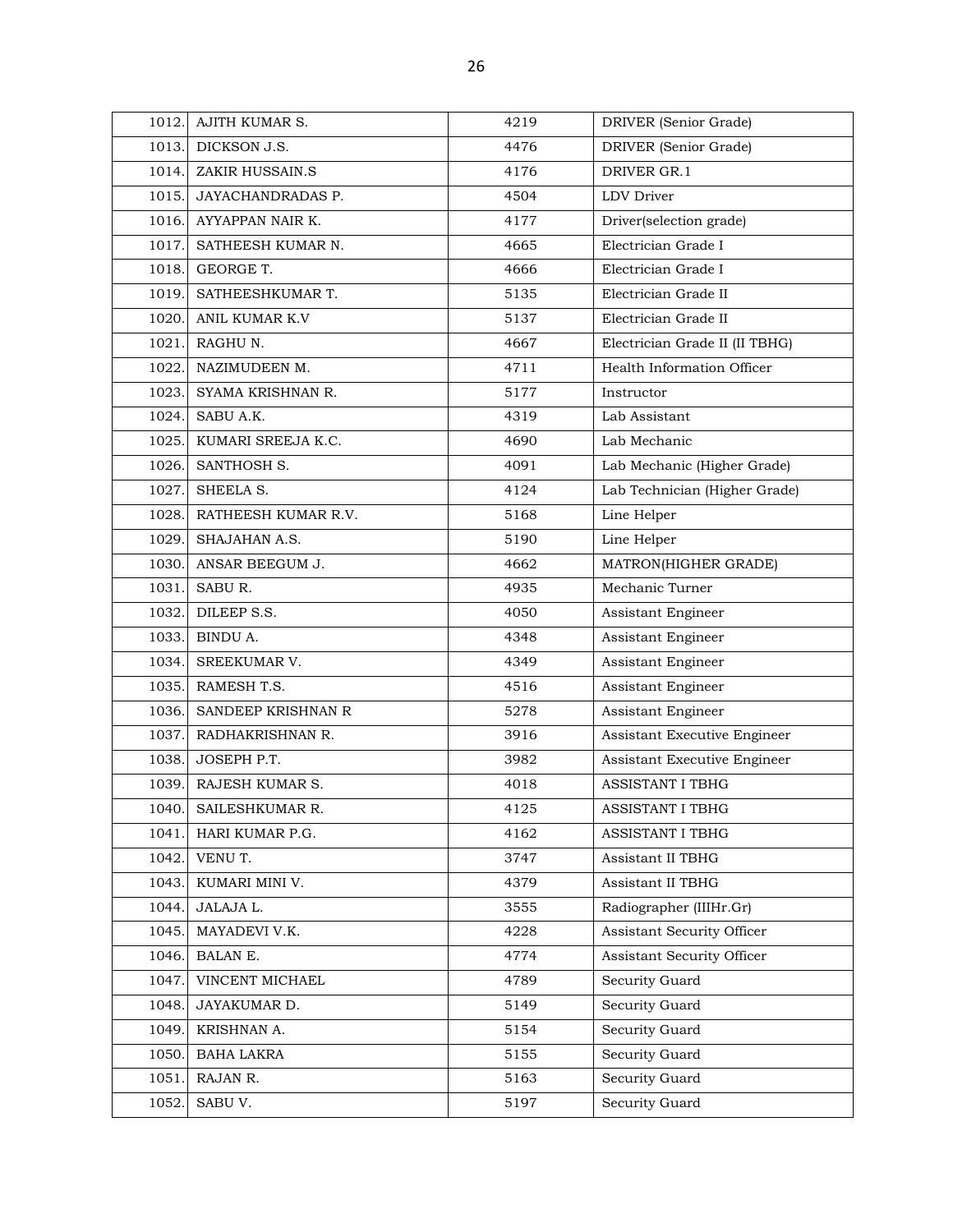| | | | |
|---|---|---|---|
| 1012. | AJITH KUMAR S. | 4219 | DRIVER (Senior Grade) |
| 1013. | DICKSON J.S. | 4476 | DRIVER (Senior Grade) |
| 1014. | ZAKIR HUSSAIN.S | 4176 | DRIVER GR.1 |
| 1015. | JAYACHANDRADAS P. | 4504 | LDV Driver |
| 1016. | AYYAPPAN NAIR K. | 4177 | Driver(selection grade) |
| 1017. | SATHEESH KUMAR N. | 4665 | Electrician Grade I |
| 1018. | GEORGE T. | 4666 | Electrician Grade I |
| 1019. | SATHEESHKUMAR T. | 5135 | Electrician Grade II |
| 1020. | ANIL KUMAR K.V | 5137 | Electrician Grade II |
| 1021. | RAGHU N. | 4667 | Electrician Grade II (II TBHG) |
| 1022. | NAZIMUDEEN M. | 4711 | Health Information Officer |
| 1023. | SYAMA KRISHNAN R. | 5177 | Instructor |
| 1024. | SABU A.K. | 4319 | Lab Assistant |
| 1025. | KUMARI SREEJA K.C. | 4690 | Lab Mechanic |
| 1026. | SANTHOSH S. | 4091 | Lab Mechanic (Higher Grade) |
| 1027. | SHEELA S. | 4124 | Lab Technician (Higher Grade) |
| 1028. | RATHEESH KUMAR R.V. | 5168 | Line Helper |
| 1029. | SHAJAHAN A.S. | 5190 | Line Helper |
| 1030. | ANSAR BEEGUM J. | 4662 | MATRON(HIGHER GRADE) |
| 1031. | SABU R. | 4935 | Mechanic Turner |
| 1032. | DILEEP S.S. | 4050 | Assistant Engineer |
| 1033. | BINDU A. | 4348 | Assistant Engineer |
| 1034. | SREEKUMAR V. | 4349 | Assistant Engineer |
| 1035. | RAMESH T.S. | 4516 | Assistant Engineer |
| 1036. | SANDEEP KRISHNAN R | 5278 | Assistant Engineer |
| 1037. | RADHAKRISHNAN R. | 3916 | Assistant Executive Engineer |
| 1038. | JOSEPH P.T. | 3982 | Assistant Executive Engineer |
| 1039. | RAJESH KUMAR S. | 4018 | ASSISTANT I TBHG |
| 1040. | SAILESHKUMAR R. | 4125 | ASSISTANT I TBHG |
| 1041. | HARI KUMAR P.G. | 4162 | ASSISTANT I TBHG |
| 1042. | VENU T. | 3747 | Assistant II TBHG |
| 1043. | KUMARI MINI V. | 4379 | Assistant II TBHG |
| 1044. | JALAJA L. | 3555 | Radiographer (IIIHr.Gr) |
| 1045. | MAYADEVI V.K. | 4228 | Assistant Security Officer |
| 1046. | BALAN E. | 4774 | Assistant Security Officer |
| 1047. | VINCENT MICHAEL | 4789 | Security Guard |
| 1048. | JAYAKUMAR D. | 5149 | Security Guard |
| 1049. | KRISHNAN A. | 5154 | Security Guard |
| 1050. | BAHA LAKRA | 5155 | Security Guard |
| 1051. | RAJAN R. | 5163 | Security Guard |
| 1052. | SABU V. | 5197 | Security Guard |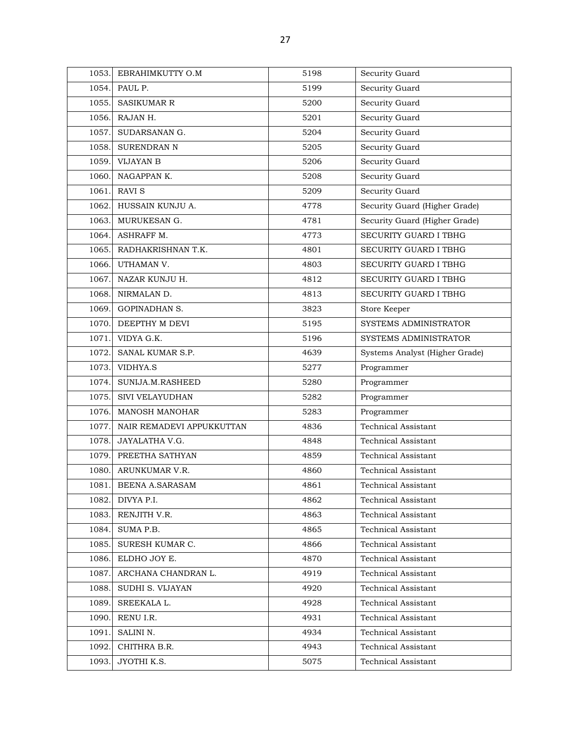| | | | |
|---|---|---|---|
| 1053. | EBRAHIMKUTTY O.M | 5198 | Security Guard |
| 1054. | PAUL P. | 5199 | Security Guard |
| 1055. | SASIKUMAR R | 5200 | Security Guard |
| 1056. | RAJAN H. | 5201 | Security Guard |
| 1057. | SUDARSANAN G. | 5204 | Security Guard |
| 1058. | SURENDRAN N | 5205 | Security Guard |
| 1059. | VIJAYAN B | 5206 | Security Guard |
| 1060. | NAGAPPAN K. | 5208 | Security Guard |
| 1061. | RAVI S | 5209 | Security Guard |
| 1062. | HUSSAIN KUNJU A. | 4778 | Security Guard (Higher Grade) |
| 1063. | MURUKESAN G. | 4781 | Security Guard (Higher Grade) |
| 1064. | ASHRAFF M. | 4773 | SECURITY GUARD I TBHG |
| 1065. | RADHAKRISHNAN T.K. | 4801 | SECURITY GUARD I TBHG |
| 1066. | UTHAMAN V. | 4803 | SECURITY GUARD I TBHG |
| 1067. | NAZAR KUNJU H. | 4812 | SECURITY GUARD I TBHG |
| 1068. | NIRMALAN D. | 4813 | SECURITY GUARD I TBHG |
| 1069. | GOPINADHAN S. | 3823 | Store Keeper |
| 1070. | DEEPTHY M DEVI | 5195 | SYSTEMS ADMINISTRATOR |
| 1071. | VIDYA G.K. | 5196 | SYSTEMS ADMINISTRATOR |
| 1072. | SANAL KUMAR S.P. | 4639 | Systems Analyst (Higher Grade) |
| 1073. | VIDHYA.S | 5277 | Programmer |
| 1074. | SUNIJA.M.RASHEED | 5280 | Programmer |
| 1075. | SIVI VELAYUDHAN | 5282 | Programmer |
| 1076. | MANOSH MANOHAR | 5283 | Programmer |
| 1077. | NAIR REMADEVI APPUKKUTTAN | 4836 | Technical Assistant |
| 1078. | JAYALATHA V.G. | 4848 | Technical Assistant |
| 1079. | PREETHA SATHYAN | 4859 | Technical Assistant |
| 1080. | ARUNKUMAR V.R. | 4860 | Technical Assistant |
| 1081. | BEENA A.SARASAM | 4861 | Technical Assistant |
| 1082. | DIVYA P.I. | 4862 | Technical Assistant |
| 1083. | RENJITH V.R. | 4863 | Technical Assistant |
| 1084. | SUMA P.B. | 4865 | Technical Assistant |
| 1085. | SURESH KUMAR C. | 4866 | Technical Assistant |
| 1086. | ELDHO JOY E. | 4870 | Technical Assistant |
| 1087. | ARCHANA CHANDRAN L. | 4919 | Technical Assistant |
| 1088. | SUDHI S. VIJAYAN | 4920 | Technical Assistant |
| 1089. | SREEKALA L. | 4928 | Technical Assistant |
| 1090. | RENU I.R. | 4931 | Technical Assistant |
| 1091. | SALINI N. | 4934 | Technical Assistant |
| 1092. | CHITHRA B.R. | 4943 | Technical Assistant |
| 1093. | JYOTHI K.S. | 5075 | Technical Assistant |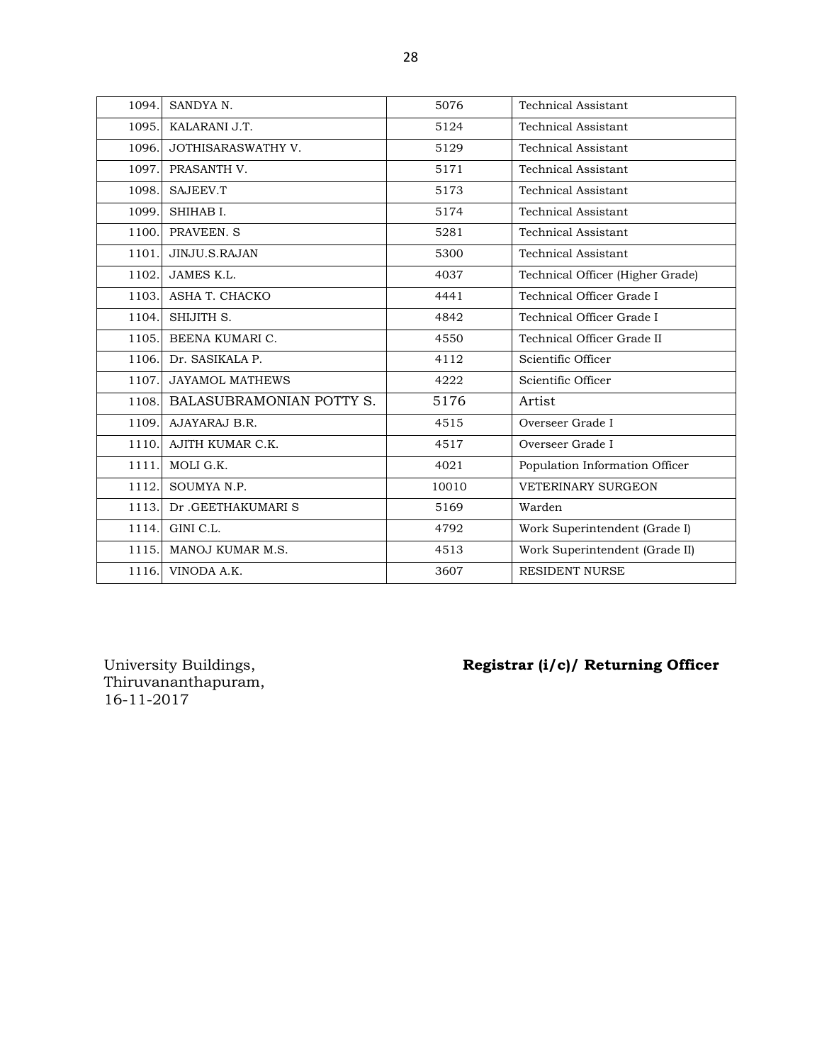| | | | |
|---|---|---|---|
| 1094. | SANDYA N. | 5076 | Technical Assistant |
| 1095. | KALARANI J.T. | 5124 | Technical Assistant |
| 1096. | JOTHISARASWATHY V. | 5129 | Technical Assistant |
| 1097. | PRASANTH V. | 5171 | Technical Assistant |
| 1098. | SAJEEV.T | 5173 | Technical Assistant |
| 1099. | SHIHAB I. | 5174 | Technical Assistant |
| 1100. | PRAVEEN. S | 5281 | Technical Assistant |
| 1101. | JINJU.S.RAJAN | 5300 | Technical Assistant |
| 1102. | JAMES K.L. | 4037 | Technical Officer (Higher Grade) |
| 1103. | ASHA T. CHACKO | 4441 | Technical Officer Grade I |
| 1104. | SHIJITH S. | 4842 | Technical Officer Grade I |
| 1105. | BEENA KUMARI C. | 4550 | Technical Officer Grade II |
| 1106. | Dr. SASIKALA P. | 4112 | Scientific Officer |
| 1107. | JAYAMOL MATHEWS | 4222 | Scientific Officer |
| 1108. | BALASUBRAMONIAN POTTY S. | 5176 | Artist |
| 1109. | AJAYARAJ B.R. | 4515 | Overseer Grade I |
| 1110. | AJITH KUMAR C.K. | 4517 | Overseer Grade I |
| 1111. | MOLI G.K. | 4021 | Population Information Officer |
| 1112. | SOUMYA N.P. | 10010 | VETERINARY SURGEON |
| 1113. | Dr .GEETHAKUMARI S | 5169 | Warden |
| 1114. | GINI C.L. | 4792 | Work Superintendent (Grade I) |
| 1115. | MANOJ KUMAR M.S. | 4513 | Work Superintendent (Grade II) |
| 1116. | VINODA A.K. | 3607 | RESIDENT NURSE |

University Buildings,
Thiruvananthapuram,
16-11-2017

**Registrar (i/c)/ Returning Officer**